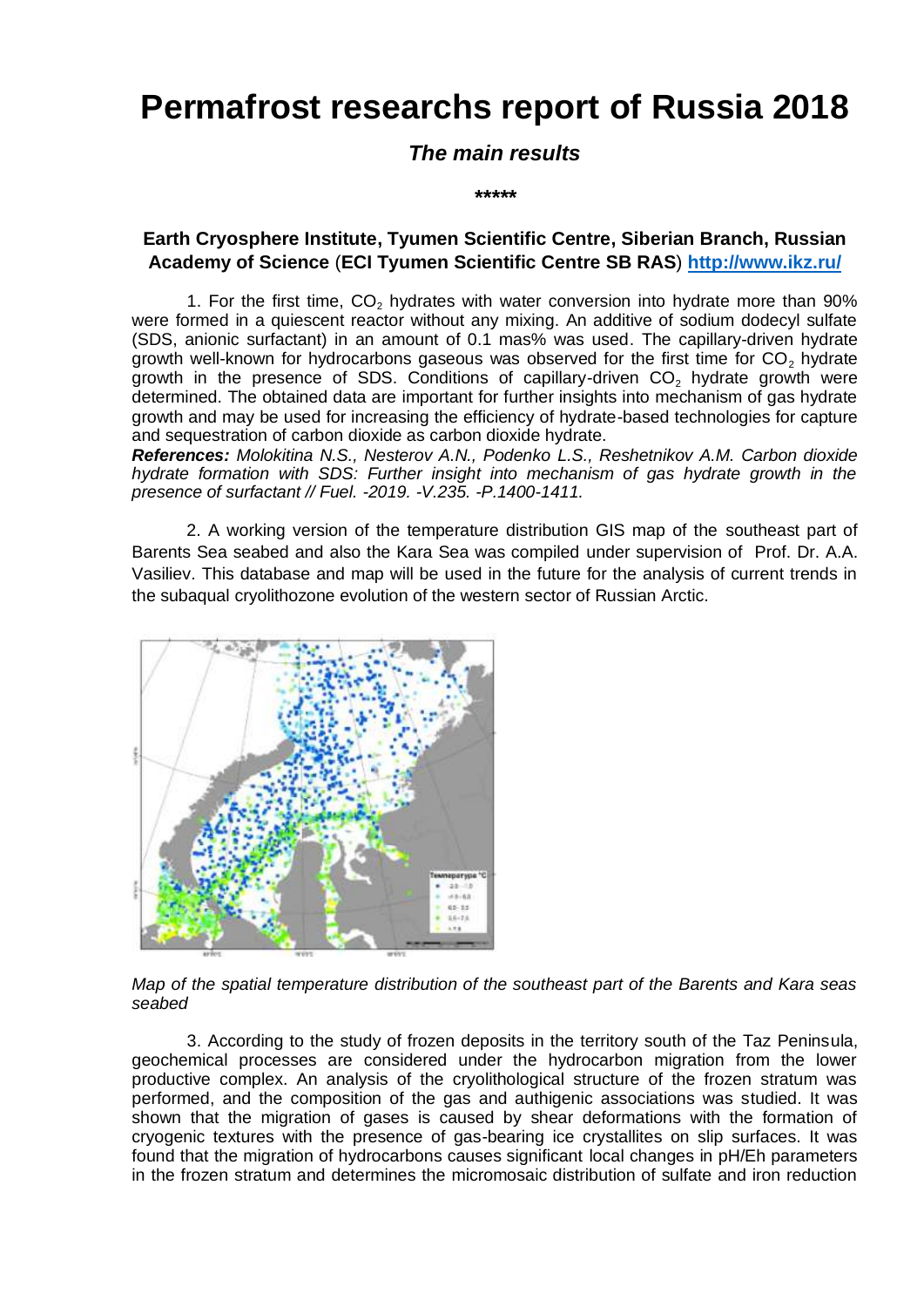# Permafrost researches report of Russia 2018

### *The main results*

*****

#### Earth Cryosphere Institute, Tyumen Scientific Centre, Siberian Branch, Russian Academy of Science (ECI Tyumen Scientific Centre SB RAS) http://www.ikz.ru/

1. For the first time, $CO_2$ hydrates with water conversion into hydrate more than 90% were formed in a quiescent reactor without any mixing. An additive of sodium dodecyl sulfate (SDS, anionic surfactant) in an amount of 0.1 mas% was used. The capillary-driven hydrate growth well-known for hydrocarbons gaseous was observed for the first time for $CO_2$ hydrate growth in the presence of SDS. Conditions of capillary-driven $CO_2$ hydrate growth were determined. The obtained data are important for further insights into mechanism of gas hydrate growth and may be used for increasing the efficiency of hydrate-based technologies for capture and sequestration of carbon dioxide as carbon dioxide hydrate.

***References:*** *Molokitina N.S., Nesterov A.N., Podenko L.S., Reshetnikov A.M. Carbon dioxide hydrate formation with SDS: Further insight into mechanism of gas hydrate growth in the presence of surfactant // Fuel. -2019. -V.235. -P.1400-1411.*

2. A working version of the temperature distribution GIS map of the southeast part of Barents Sea seabed and also the Kara Sea was compiled under supervision of Prof. Dr. A.A. Vasiliev. This database and map will be used in the future for the analysis of current trends in the subaqual cryolithozone evolution of the western sector of Russian Arctic.

*Map of the spatial temperature distribution of the southeast part of the Barents and Kara seas seabed*

3. According to the study of frozen deposits in the territory south of the Taz Peninsula, geochemical processes are considered under the hydrocarbon migration from the lower productive complex. An analysis of the cryolithological structure of the frozen stratum was performed, and the composition of the gas and authigenic associations was studied. It was shown that the migration of gases is caused by shear deformations with the formation of cryogenic textures with the presence of gas-bearing ice crystallites on slip surfaces. It was found that the migration of hydrocarbons causes significant local changes in pH/Eh parameters in the frozen stratum and determines the micromosaic distribution of sulfate and iron reduction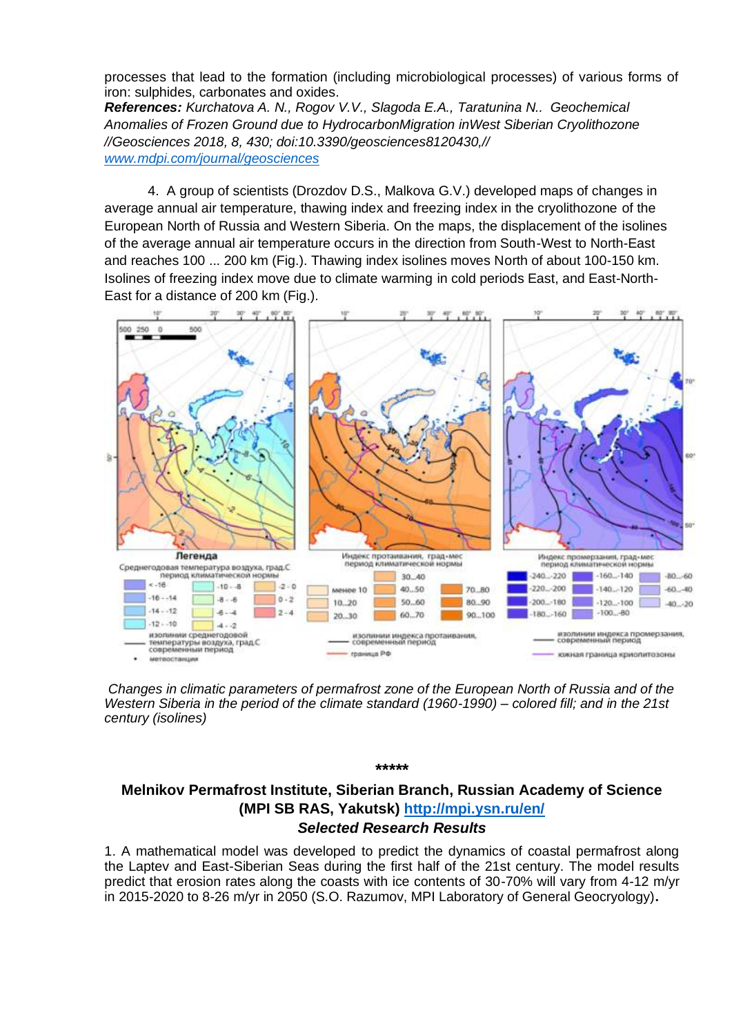processes that lead to the formation (including microbiological processes) of various forms of iron: sulphides, carbonates and oxides.

***References:*** *Kurchatova A. N., Rogov V.V., Slagoda E.A., Taratunina N.. Geochemical Anomalies of Frozen Ground due to HydrocarbonMigration inWest Siberian Cryolithozone //Geosciences 2018, 8, 430; doi:10.3390/geosciences8120430,// [www.mdpi.com/journal/geosciences](http://www.mdpi.com/journal/geosciences)*

4. A group of scientists (Drozdov D.S., Malkova G.V.) developed maps of changes in average annual air temperature, thawing index and freezing index in the cryolithozone of the European North of Russia and Western Siberia. On the maps, the displacement of the isolines of the average annual air temperature occurs in the direction from South-West to North-East and reaches 100 ... 200 km (Fig.). Thawing index isolines moves North of about 100-150 km. Isolines of freezing index move due to climate warming in cold periods East, and East-North-East for a distance of 200 km (Fig.).

*Changes in climatic parameters of permafrost zone of the European North of Russia and of the Western Siberia in the period of the climate standard (1960-1990) – colored fill; and in the 21st century (isolines)*

*****

## Melnikov Permafrost Institute, Siberian Branch, Russian Academy of Science (MPI SB RAS, Yakutsk) [http://mpi.ysn.ru/en/](http://mpi.ysn.ru/en/)

### *Selected Research Results*

1. A mathematical model was developed to predict the dynamics of coastal permafrost along the Laptev and East-Siberian Seas during the first half of the 21st century. The model results predict that erosion rates along the coasts with ice contents of 30-70% will vary from 4-12 m/yr in 2015-2020 to 8-26 m/yr in 2050 (S.O. Razumov, MPI Laboratory of General Geocryology)**.**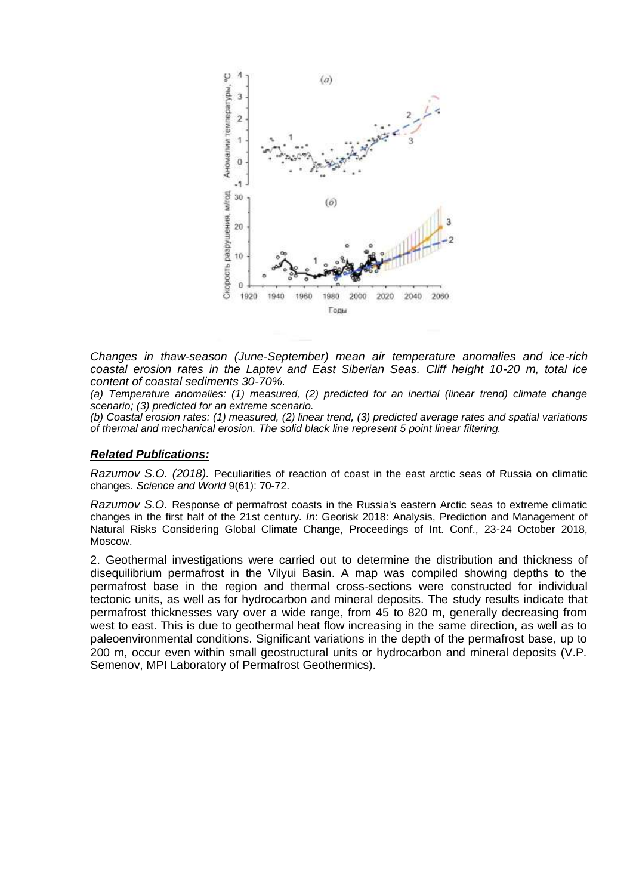*Changes in thaw-season (June-September) mean air temperature anomalies and ice-rich coastal erosion rates in the Laptev and East Siberian Seas. Cliff height 10-20 m, total ice content of coastal sediments 30-70%.*

*(a) Temperature anomalies: (1) measured, (2) predicted for an inertial (linear trend) climate change scenario; (3) predicted for an extreme scenario.*

*(b) Coastal erosion rates: (1) measured, (2) linear trend, (3) predicted average rates and spatial variations of thermal and mechanical erosion. The solid black line represent 5 point linear filtering.*

***Related Publications:***

*Razumov S.O. (2018).* Peculiarities of reaction of coast in the east arctic seas of Russia on climatic changes. *Science and World* 9(61): 70-72.

*Razumov S.O.* Response of permafrost coasts in the Russia's eastern Arctic seas to extreme climatic changes in the first half of the 21st century. *In*: Georisk 2018: Analysis, Prediction and Management of Natural Risks Considering Global Climate Change, Proceedings of Int. Conf., 23-24 October 2018, Moscow.

2. Geothermal investigations were carried out to determine the distribution and thickness of disequilibrium permafrost in the Vilyui Basin. A map was compiled showing depths to the permafrost base in the region and thermal cross-sections were constructed for individual tectonic units, as well as for hydrocarbon and mineral deposits. The study results indicate that permafrost thicknesses vary over a wide range, from 45 to 820 m, generally decreasing from west to east. This is due to geothermal heat flow increasing in the same direction, as well as to paleoenvironmental conditions. Significant variations in the depth of the permafrost base, up to 200 m, occur even within small geostructural units or hydrocarbon and mineral deposits (V.P. Semenov, MPI Laboratory of Permafrost Geothermics).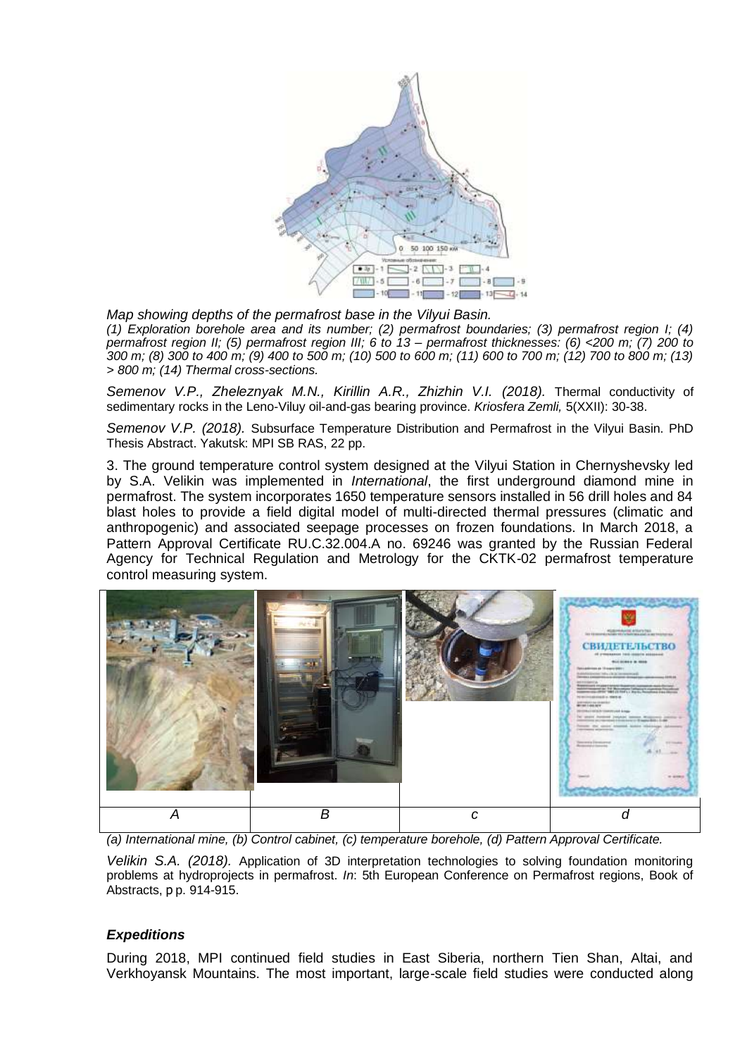*Map showing depths of the permafrost base in the Vilyui Basin.*

*(1) Exploration borehole area and its number; (2) permafrost boundaries; (3) permafrost region I; (4) permafrost region II; (5) permafrost region III; 6 to 13 – permafrost thicknesses: (6) <200 m; (7) 200 to 300 m; (8) 300 to 400 m; (9) 400 to 500 m; (10) 500 to 600 m; (11) 600 to 700 m; (12) 700 to 800 m; (13) > 800 m; (14) Thermal cross-sections.*

*Semenov V.P., Zheleznyak M.N., Kirillin A.R., Zhizhin V.I. (2018).* Thermal conductivity of sedimentary rocks in the Leno-Viluy oil-and-gas bearing province. *Kriosfera Zemli,* 5(XXII): 30-38.

*Semenov V.P. (2018).* Subsurface Temperature Distribution and Permafrost in the Vilyui Basin. PhD Thesis Abstract. Yakutsk: MPI SB RAS, 22 pp.

3. The ground temperature control system designed at the Vilyui Station in Chernyshevsky led by S.A. Velikin was implemented in *International*, the first underground diamond mine in permafrost. The system incorporates 1650 temperature sensors installed in 56 drill holes and 84 blast holes to provide a field digital model of multi-directed thermal pressures (climatic and anthropogenic) and associated seepage processes on frozen foundations. In March 2018, a Pattern Approval Certificate RU.C.32.004.A no. 69246 was granted by the Russian Federal Agency for Technical Regulation and Metrology for the CKTK-02 permafrost temperature control measuring system.

| *A* | *B* | *c* | *d* |
| --- | --- | --- | --- |

*(a) International mine, (b) Control cabinet, (c) temperature borehole, (d) Pattern Approval Certificate.*

*Velikin S.A. (2018).* Application of 3D interpretation technologies to solving foundation monitoring problems at hydroprojects in permafrost. *In*: 5th European Conference on Permafrost regions, Book of Abstracts, pp. 914-915.

### *Expeditions*

During 2018, MPI continued field studies in East Siberia, northern Tien Shan, Altai, and Verkhoyansk Mountains. The most important, large-scale field studies were conducted along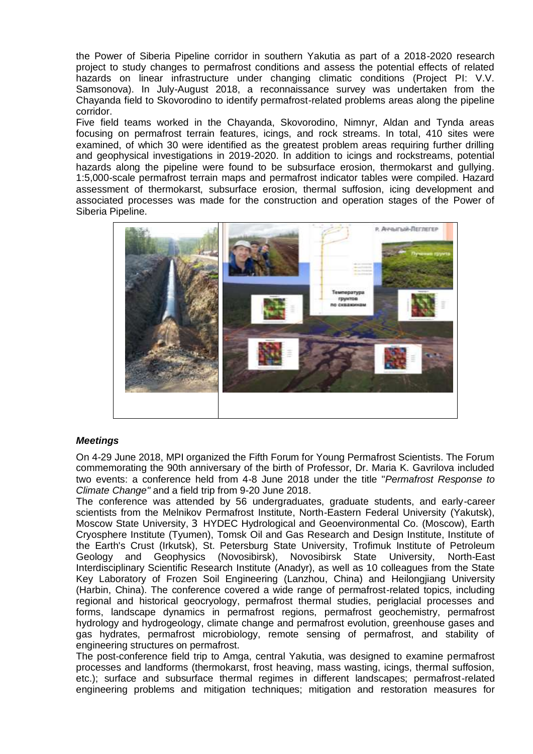the Power of Siberia Pipeline corridor in southern Yakutia as part of a 2018-2020 research project to study changes to permafrost conditions and assess the potential effects of related hazards on linear infrastructure under changing climatic conditions (Project PI: V.V. Samsonova). In July-August 2018, a reconnaissance survey was undertaken from the Chayanda field to Skovorodino to identify permafrost-related problems areas along the pipeline corridor.

Five field teams worked in the Chayanda, Skovorodino, Nimnyr, Aldan and Tynda areas focusing on permafrost terrain features, icings, and rock streams. In total, 410 sites were examined, of which 30 were identified as the greatest problem areas requiring further drilling and geophysical investigations in 2019-2020. In addition to icings and rockstreams, potential hazards along the pipeline were found to be subsurface erosion, thermokarst and gullying. 1:5,000-scale permafrost terrain maps and permafrost indicator tables were compiled. Hazard assessment of thermokarst, subsurface erosion, thermal suffosion, icing development and associated processes was made for the construction and operation stages of the Power of Siberia Pipeline.

### *Meetings*

On 4-29 June 2018, MPI organized the Fifth Forum for Young Permafrost Scientists. The Forum commemorating the 90th anniversary of the birth of Professor, Dr. Maria K. Gavrilova included two events: a conference held from 4-8 June 2018 under the title "*Permafrost Response to Climate Change"* and a field trip from 9-20 June 2018.

The conference was attended by 56 undergraduates, graduate students, and early-career scientists from the Melnikov Permafrost Institute, North-Eastern Federal University (Yakutsk), Moscow State University, З HYDEC Hydrological and Geoenvironmental Co. (Moscow), Earth Cryosphere Institute (Tyumen), Tomsk Oil and Gas Research and Design Institute, Institute of the Earth's Crust (Irkutsk), St. Petersburg State University, Trofimuk Institute of Petroleum Geology and Geophysics (Novosibirsk), Novosibirsk State University, North-East Interdisciplinary Scientific Research Institute (Anadyr), as well as 10 colleagues from the State Key Laboratory of Frozen Soil Engineering (Lanzhou, China) and Heilongjiang University (Harbin, China). The conference covered a wide range of permafrost-related topics, including regional and historical geocryology, permafrost thermal studies, periglacial processes and forms, landscape dynamics in permafrost regions, permafrost geochemistry, permafrost hydrology and hydrogeology, climate change and permafrost evolution, greenhouse gases and gas hydrates, permafrost microbiology, remote sensing of permafrost, and stability of engineering structures on permafrost.

The post-conference field trip to Amga, central Yakutia, was designed to examine permafrost processes and landforms (thermokarst, frost heaving, mass wasting, icings, thermal suffosion, etc.); surface and subsurface thermal regimes in different landscapes; permafrost-related engineering problems and mitigation techniques; mitigation and restoration measures for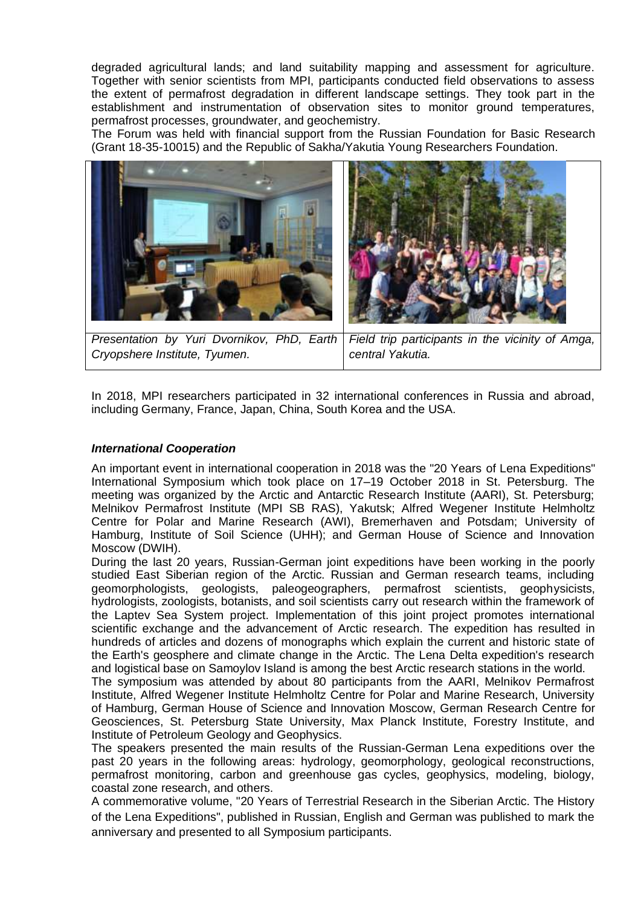degraded agricultural lands; and land suitability mapping and assessment for agriculture. Together with senior scientists from MPI, participants conducted field observations to assess the extent of permafrost degradation in different landscape settings. They took part in the establishment and instrumentation of observation sites to monitor ground temperatures, permafrost processes, groundwater, and geochemistry.

The Forum was held with financial support from the Russian Foundation for Basic Research (Grant 18-35-10015) and the Republic of Sakha/Yakutia Young Researchers Foundation.

*Presentation by Yuri Dvornikov, PhD, Earth Cryopshere Institute, Tyumen.*

*Field trip participants in the vicinity of Amga, central Yakutia.*

In 2018, MPI researchers participated in 32 international conferences in Russia and abroad, including Germany, France, Japan, China, South Korea and the USA.

### *International Cooperation*

An important event in international cooperation in 2018 was the "20 Years of Lena Expeditions" International Symposium which took place on 17–19 October 2018 in St. Petersburg. The meeting was organized by the Arctic and Antarctic Research Institute (AARI), St. Petersburg; Melnikov Permafrost Institute (MPI SB RAS), Yakutsk; Alfred Wegener Institute Helmholtz Centre for Polar and Marine Research (AWI), Bremerhaven and Potsdam; University of Hamburg, Institute of Soil Science (UHH); and German House of Science and Innovation Moscow (DWIH).

During the last 20 years, Russian-German joint expeditions have been working in the poorly studied East Siberian region of the Arctic. Russian and German research teams, including geomorphologists, geologists, paleogeographers, permafrost scientists, geophysicists, hydrologists, zoologists, botanists, and soil scientists carry out research within the framework of the Laptev Sea System project. Implementation of this joint project promotes international scientific exchange and the advancement of Arctic research. The expedition has resulted in hundreds of articles and dozens of monographs which explain the current and historic state of the Earth's geosphere and climate change in the Arctic. The Lena Delta expedition's research and logistical base on Samoylov Island is among the best Arctic research stations in the world.

The symposium was attended by about 80 participants from the AARI, Melnikov Permafrost Institute, Alfred Wegener Institute Helmholtz Centre for Polar and Marine Research, University of Hamburg, German House of Science and Innovation Moscow, German Research Centre for Geosciences, St. Petersburg State University, Max Planck Institute, Forestry Institute, and Institute of Petroleum Geology and Geophysics.

The speakers presented the main results of the Russian-German Lena expeditions over the past 20 years in the following areas: hydrology, geomorphology, geological reconstructions, permafrost monitoring, carbon and greenhouse gas cycles, geophysics, modeling, biology, coastal zone research, and others.

A commemorative volume, "20 Years of Terrestrial Research in the Siberian Arctic. The History of the Lena Expeditions", published in Russian, English and German was published to mark the anniversary and presented to all Symposium participants.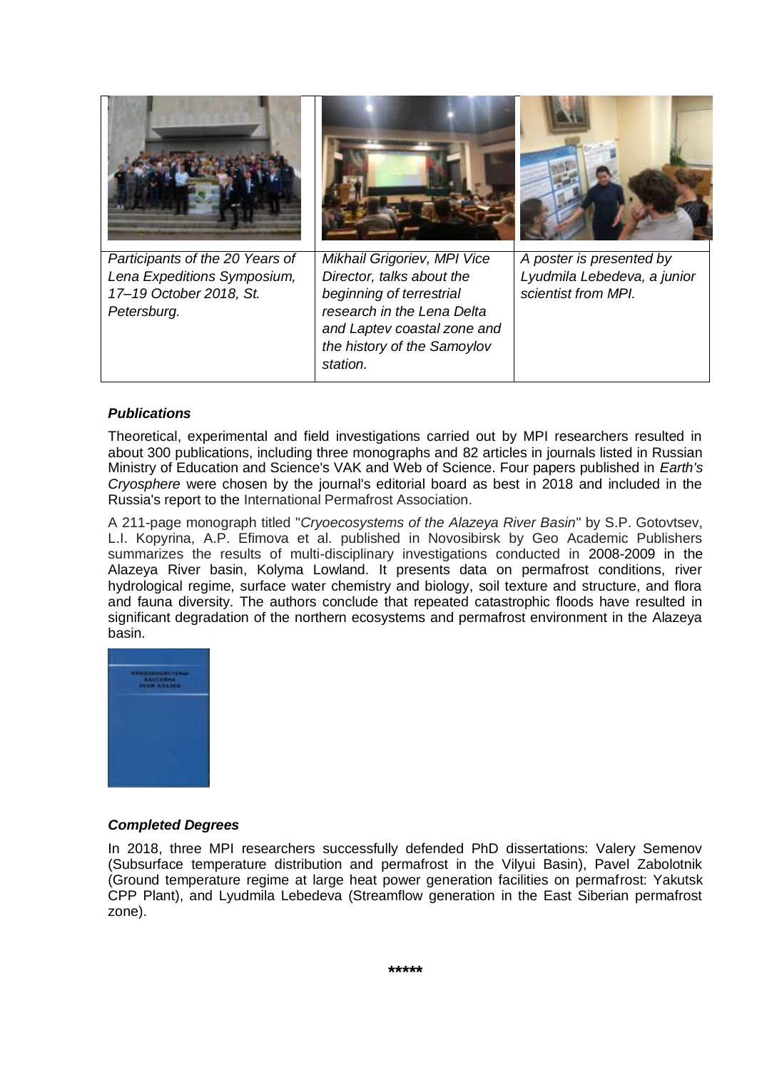| Participants of the 20 Years of Lena Expeditions Symposium, 17–19 October 2018, St. Petersburg. | Mikhail Grigoriev, MPI Vice Director, talks about the beginning of terrestrial research in the Lena Delta and Laptev coastal zone and the history of the Samoylov station. | A poster is presented by Lyudmila Lebedeva, a junior scientist from MPI. |
| --- | --- | --- |

***Publications***

Theoretical, experimental and field investigations carried out by MPI researchers resulted in about 300 publications, including three monographs and 82 articles in journals listed in Russian Ministry of Education and Science's VAK and Web of Science. Four papers published in *Earth's Cryosphere* were chosen by the journal's editorial board as best in 2018 and included in the Russia's report to the International Permafrost Association.

A 211-page monograph titled "*Cryoecosystems of the Alazeya River Basin*" by S.P. Gotovtsev, L.I. Kopyrina, A.P. Efimova et al. published in Novosibirsk by Geo Academic Publishers summarizes the results of multi-disciplinary investigations conducted in 2008-2009 in the Alazeya River basin, Kolyma Lowland. It presents data on permafrost conditions, river hydrological regime, surface water chemistry and biology, soil texture and structure, and flora and fauna diversity. The authors conclude that repeated catastrophic floods have resulted in significant degradation of the northern ecosystems and permafrost environment in the Alazeya basin.

***Completed Degrees***

In 2018, three MPI researchers successfully defended PhD dissertations: Valery Semenov (Subsurface temperature distribution and permafrost in the Vilyui Basin), Pavel Zabolotnik (Ground temperature regime at large heat power generation facilities on permafrost: Yakutsk CPP Plant), and Lyudmila Lebedeva (Streamflow generation in the East Siberian permafrost zone).

*****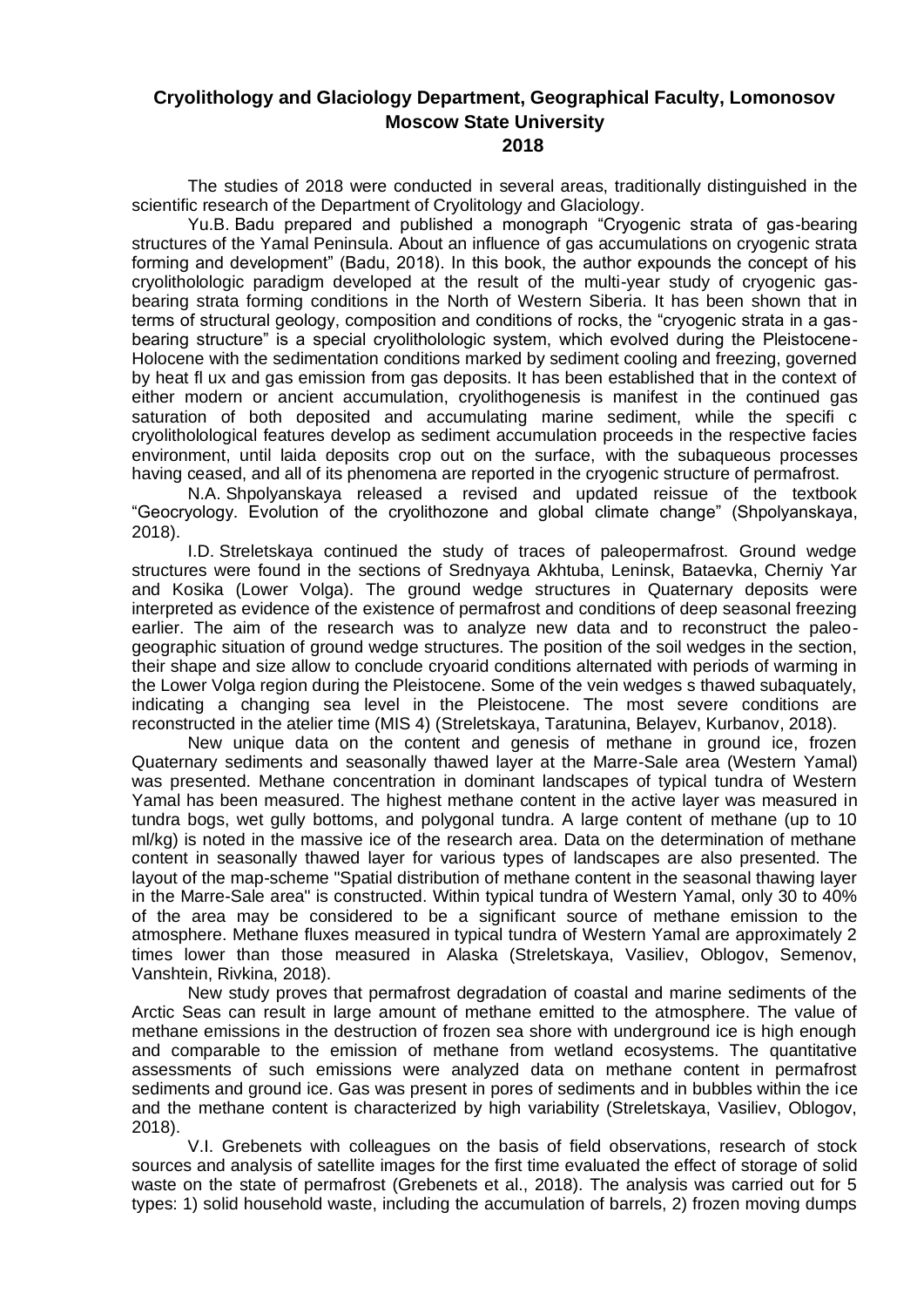# Cryolithology and Glaciology Department, Geographical Faculty, Lomonosov Moscow State University 2018

The studies of 2018 were conducted in several areas, traditionally distinguished in the scientific research of the Department of Cryolitology and Glaciology.

Yu.B. Badu prepared and published a monograph "Cryogenic strata of gas-bearing structures of the Yamal Peninsula. About an influence of gas accumulations on cryogenic strata forming and development" (Badu, 2018). In this book, the author expounds the concept of his cryolithologic paradigm developed at the result of the multi-year study of cryogenic gas-bearing strata forming conditions in the North of Western Siberia. It has been shown that in terms of structural geology, composition and conditions of rocks, the "cryogenic strata in a gas-bearing structure" is a special cryolithologic system, which evolved during the Pleistocene-Holocene with the sedimentation conditions marked by sediment cooling and freezing, governed by heat fl ux and gas emission from gas deposits. It has been established that in the context of either modern or ancient accumulation, cryolithogenesis is manifest in the continued gas saturation of both deposited and accumulating marine sediment, while the specifi c cryolithological features develop as sediment accumulation proceeds in the respective facies environment, until laida deposits crop out on the surface, with the subaqueous processes having ceased, and all of its phenomena are reported in the cryogenic structure of permafrost.

N.A. Shpolyanskaya released a revised and updated reissue of the textbook "Geocryology. Evolution of the cryolithozone and global climate change" (Shpolyanskaya, 2018).

I.D. Streletskaya continued the study of traces of paleopermafrost. Ground wedge structures were found in the sections of Srednyaya Akhtuba, Leninsk, Bataevka, Cherniy Yar and Kosika (Lower Volga). The ground wedge structures in Quaternary deposits were interpreted as evidence of the existence of permafrost and conditions of deep seasonal freezing earlier. The aim of the research was to analyze new data and to reconstruct the paleo-geographic situation of ground wedge structures. The position of the soil wedges in the section, their shape and size allow to conclude cryoarid conditions alternated with periods of warming in the Lower Volga region during the Pleistocene. Some of the vein wedges s thawed subaquately, indicating a changing sea level in the Pleistocene. The most severe conditions are reconstructed in the atelier time (MIS 4) (Streletskaya, Taratunina, Belayev, Kurbanov, 2018).

New unique data on the content and genesis of methane in ground ice, frozen Quaternary sediments and seasonally thawed layer at the Marre-Sale area (Western Yamal) was presented. Methane concentration in dominant landscapes of typical tundra of Western Yamal has been measured. The highest methane content in the active layer was measured in tundra bogs, wet gully bottoms, and polygonal tundra. A large content of methane (up to 10 ml/kg) is noted in the massive ice of the research area. Data on the determination of methane content in seasonally thawed layer for various types of landscapes are also presented. The layout of the map-scheme "Spatial distribution of methane content in the seasonal thawing layer in the Marre-Sale area" is constructed. Within typical tundra of Western Yamal, only 30 to 40% of the area may be considered to be a significant source of methane emission to the atmosphere. Methane fluxes measured in typical tundra of Western Yamal are approximately 2 times lower than those measured in Alaska (Streletskaya, Vasiliev, Oblogov, Semenov, Vanshtein, Rivkina, 2018).

New study proves that permafrost degradation of coastal and marine sediments of the Arctic Seas can result in large amount of methane emitted to the atmosphere. The value of methane emissions in the destruction of frozen sea shore with underground ice is high enough and comparable to the emission of methane from wetland ecosystems. The quantitative assessments of such emissions were analyzed data on methane content in permafrost sediments and ground ice. Gas was present in pores of sediments and in bubbles within the ice and the methane content is characterized by high variability (Streletskaya, Vasiliev, Oblogov, 2018).

V.I. Grebenets with colleagues on the basis of field observations, research of stock sources and analysis of satellite images for the first time evaluated the effect of storage of solid waste on the state of permafrost (Grebenets et al., 2018). The analysis was carried out for 5 types: 1) solid household waste, including the accumulation of barrels, 2) frozen moving dumps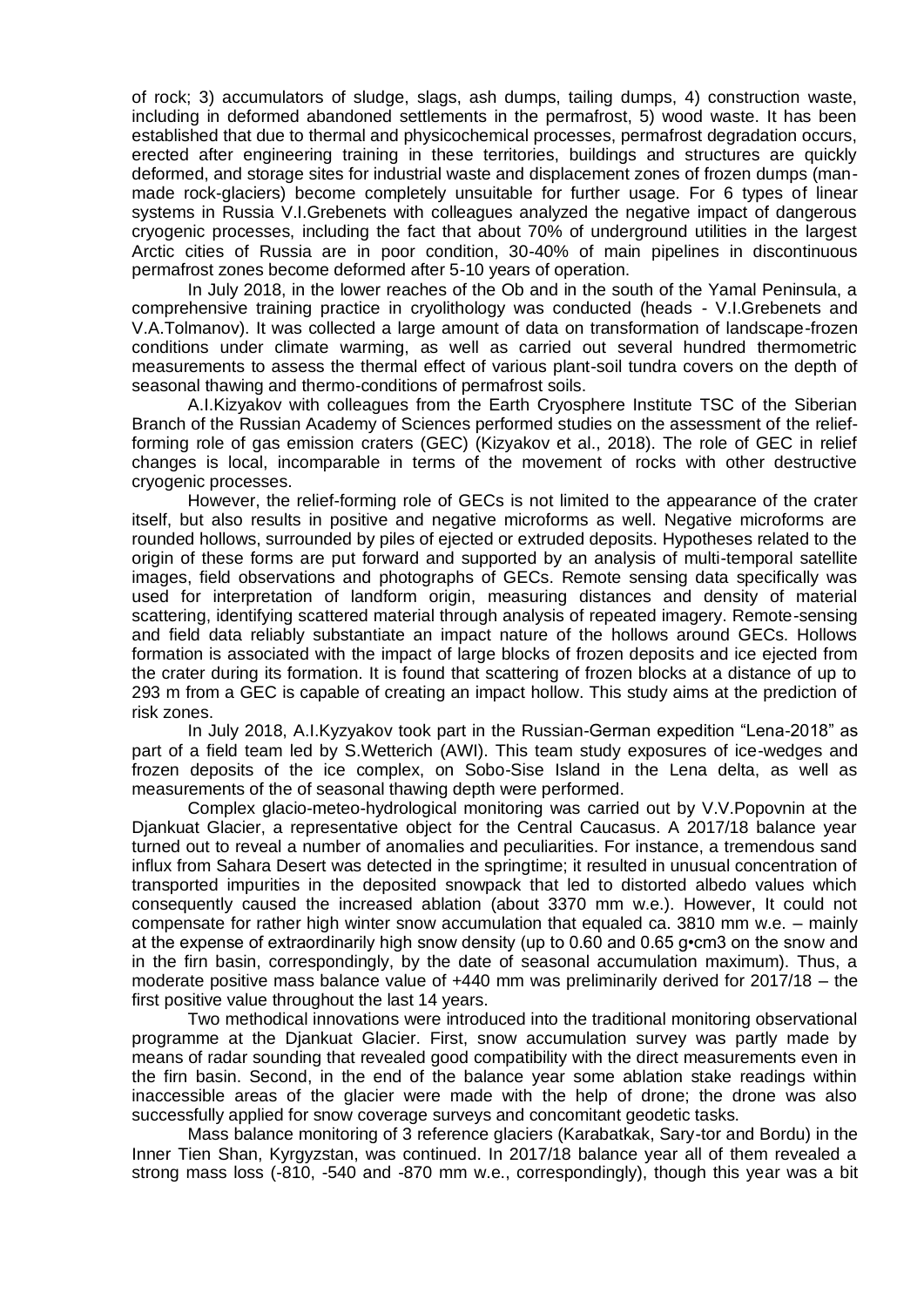of rock; 3) accumulators of sludge, slags, ash dumps, tailing dumps, 4) construction waste, including in deformed abandoned settlements in the permafrost, 5) wood waste. It has been established that due to thermal and physicochemical processes, permafrost degradation occurs, erected after engineering training in these territories, buildings and structures are quickly deformed, and storage sites for industrial waste and displacement zones of frozen dumps (man-made rock-glaciers) become completely unsuitable for further usage. For 6 types of linear systems in Russia V.I.Grebenets with colleagues analyzed the negative impact of dangerous cryogenic processes, including the fact that about 70% of underground utilities in the largest Arctic cities of Russia are in poor condition, 30-40% of main pipelines in discontinuous permafrost zones become deformed after 5-10 years of operation.

In July 2018, in the lower reaches of the Ob and in the south of the Yamal Peninsula, a comprehensive training practice in cryolithology was conducted (heads - V.I.Grebenets and V.A.Tolmanov). It was collected a large amount of data on transformation of landscape-frozen conditions under climate warming, as well as carried out several hundred thermometric measurements to assess the thermal effect of various plant-soil tundra covers on the depth of seasonal thawing and thermo-conditions of permafrost soils.

A.I.Kizyakov with colleagues from the Earth Cryosphere Institute TSC of the Siberian Branch of the Russian Academy of Sciences performed studies on the assessment of the relief-forming role of gas emission craters (GEC) (Kizyakov et al., 2018). The role of GEC in relief changes is local, incomparable in terms of the movement of rocks with other destructive cryogenic processes.

However, the relief-forming role of GECs is not limited to the appearance of the crater itself, but also results in positive and negative microforms as well. Negative microforms are rounded hollows, surrounded by piles of ejected or extruded deposits. Hypotheses related to the origin of these forms are put forward and supported by an analysis of multi-temporal satellite images, field observations and photographs of GECs. Remote sensing data specifically was used for interpretation of landform origin, measuring distances and density of material scattering, identifying scattered material through analysis of repeated imagery. Remote-sensing and field data reliably substantiate an impact nature of the hollows around GECs. Hollows formation is associated with the impact of large blocks of frozen deposits and ice ejected from the crater during its formation. It is found that scattering of frozen blocks at a distance of up to 293 m from a GEC is capable of creating an impact hollow. This study aims at the prediction of risk zones.

In July 2018, A.I.Kyzyakov took part in the Russian-German expedition "Lena-2018" as part of a field team led by S.Wetterich (AWI). This team study exposures of ice-wedges and frozen deposits of the ice complex, on Sobo-Sise Island in the Lena delta, as well as measurements of the of seasonal thawing depth were performed.

Complex glacio-meteo-hydrological monitoring was carried out by V.V.Popovnin at the Djankuat Glacier, a representative object for the Central Caucasus. A 2017/18 balance year turned out to reveal a number of anomalies and peculiarities. For instance, a tremendous sand influx from Sahara Desert was detected in the springtime; it resulted in unusual concentration of transported impurities in the deposited snowpack that led to distorted albedo values which consequently caused the increased ablation (about 3370 mm w.e.). However, It could not compensate for rather high winter snow accumulation that equaled ca. 3810 mm w.e. – mainly at the expense of extraordinarily high snow density (up to 0.60 and 0.65 g•cm3 on the snow and in the firn basin, correspondingly, by the date of seasonal accumulation maximum). Thus, a moderate positive mass balance value of +440 mm was preliminarily derived for 2017/18 – the first positive value throughout the last 14 years.

Two methodical innovations were introduced into the traditional monitoring observational programme at the Djankuat Glacier. First, snow accumulation survey was partly made by means of radar sounding that revealed good compatibility with the direct measurements even in the firn basin. Second, in the end of the balance year some ablation stake readings within inaccessible areas of the glacier were made with the help of drone; the drone was also successfully applied for snow coverage surveys and concomitant geodetic tasks.

Mass balance monitoring of 3 reference glaciers (Karabatkak, Sary-tor and Bordu) in the Inner Tien Shan, Kyrgyzstan, was continued. In 2017/18 balance year all of them revealed a strong mass loss (-810, -540 and -870 mm w.e., correspondingly), though this year was a bit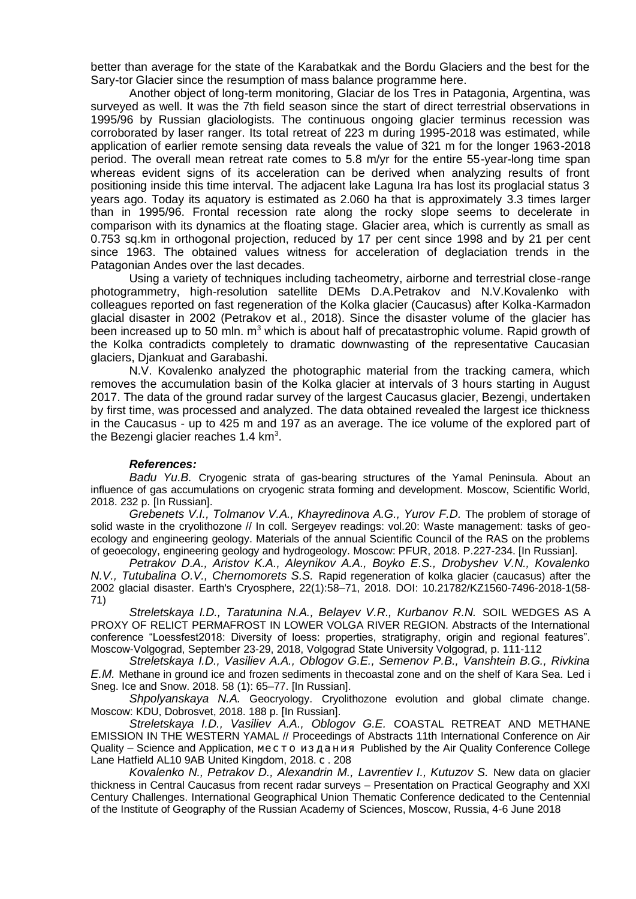better than average for the state of the Karabatkak and the Bordu Glaciers and the best for the Sary-tor Glacier since the resumption of mass balance programme here.

Another object of long-term monitoring, Glaciar de los Tres in Patagonia, Argentina, was surveyed as well. It was the 7th field season since the start of direct terrestrial observations in 1995/96 by Russian glaciologists. The continuous ongoing glacier terminus recession was corroborated by laser ranger. Its total retreat of 223 m during 1995-2018 was estimated, while application of earlier remote sensing data reveals the value of 321 m for the longer 1963-2018 period. The overall mean retreat rate comes to 5.8 m/yr for the entire 55-year-long time span whereas evident signs of its acceleration can be derived when analyzing results of front positioning inside this time interval. The adjacent lake Laguna Ira has lost its proglacial status 3 years ago. Today its aquatory is estimated as 2.060 ha that is approximately 3.3 times larger than in 1995/96. Frontal recession rate along the rocky slope seems to decelerate in comparison with its dynamics at the floating stage. Glacier area, which is currently as small as 0.753 sq.km in orthogonal projection, reduced by 17 per cent since 1998 and by 21 per cent since 1963. The obtained values witness for acceleration of deglaciation trends in the Patagonian Andes over the last decades.

Using a variety of techniques including tacheometry, airborne and terrestrial close-range photogrammetry, high-resolution satellite DEMs D.A.Petrakov and N.V.Kovalenko with colleagues reported on fast regeneration of the Kolka glacier (Caucasus) after Kolka-Karmadon glacial disaster in 2002 (Petrakov et al., 2018). Since the disaster volume of the glacier has been increased up to 50 mln. $m^3$ which is about half of precatastrophic volume. Rapid growth of the Kolka contradicts completely to dramatic downwasting of the representative Caucasian glaciers, Djankuat and Garabashi.

N.V. Kovalenko analyzed the photographic material from the tracking camera, which removes the accumulation basin of the Kolka glacier at intervals of 3 hours starting in August 2017. The data of the ground radar survey of the largest Caucasus glacier, Bezengi, undertaken by first time, was processed and analyzed. The data obtained revealed the largest ice thickness in the Caucasus - up to 425 m and 197 as an average. The ice volume of the explored part of the Bezengi glacier reaches 1.4 $km^3$.

### *References:*

*Badu Yu.B.* Cryogenic strata of gas-bearing structures of the Yamal Peninsula. About an influence of gas accumulations on cryogenic strata forming and development. Moscow, Scientific World, 2018. 232 p. [In Russian].

*Grebenets V.I., Tolmanov V.A., Khayredinova A.G., Yurov F.D.* The problem of storage of solid waste in the cryolithozone // In coll. Sergeyev readings: vol.20: Waste management: tasks of geo-ecology and engineering geology. Materials of the annual Scientific Council of the RAS on the problems of geoecology, engineering geology and hydrogeology. Moscow: PFUR, 2018. P.227-234. [In Russian].

*Petrakov D.A., Aristov K.A., Aleynikov A.A., Boyko E.S., Drobyshev V.N., Kovalenko N.V., Tutubalina O.V., Chernomorets S.S.* Rapid regeneration of kolka glacier (caucasus) after the 2002 glacial disaster. Earth's Cryosphere, 22(1):58–71, 2018. DOI: 10.21782/KZ1560-7496-2018-1(58-71)

*Streletskaya I.D., Taratunina N.A., Belayev V.R., Kurbanov R.N.* SOIL WEDGES AS A PROXY OF RELICT PERMAFROST IN LOWER VOLGA RIVER REGION. Abstracts of the International conference "Loessfest2018: Diversity of loess: properties, stratigraphy, origin and regional features". Moscow-Volgograd, September 23-29, 2018, Volgograd State University Volgograd, p. 111-112

*Streletskaya I.D., Vasiliev A.A., Oblogov G.E., Semenov P.B., Vanshtein B.G., Rivkina E.M.* Methane in ground ice and frozen sediments in thecoastal zone and on the shelf of Kara Sea. Led i Sneg. Ice and Snow. 2018. 58 (1): 65–77. [In Russian].

*Shpolyanskaya N.A.* Geocryology. Cryolithozone evolution and global climate change. Moscow: KDU, Dobrosvet, 2018. 188 p. [In Russian].

*Streletskaya I.D., Vasiliev A.A., Oblogov G.E.* COASTAL RETREAT AND METHANE EMISSION IN THE WESTERN YAMAL // Proceedings of Abstracts 11th International Conference on Air Quality – Science and Application, место издания Published by the Air Quality Conference College Lane Hatfield AL10 9AB United Kingdom, 2018. с. 208

*Kovalenko N., Petrakov D., Alexandrin M., Lavrentiev I., Kutuzov S.* New data on glacier thickness in Central Caucasus from recent radar surveys – Presentation on Practical Geography and XXI Century Challenges. International Geographical Union Thematic Conference dedicated to the Centennial of the Institute of Geography of the Russian Academy of Sciences, Moscow, Russia, 4-6 June 2018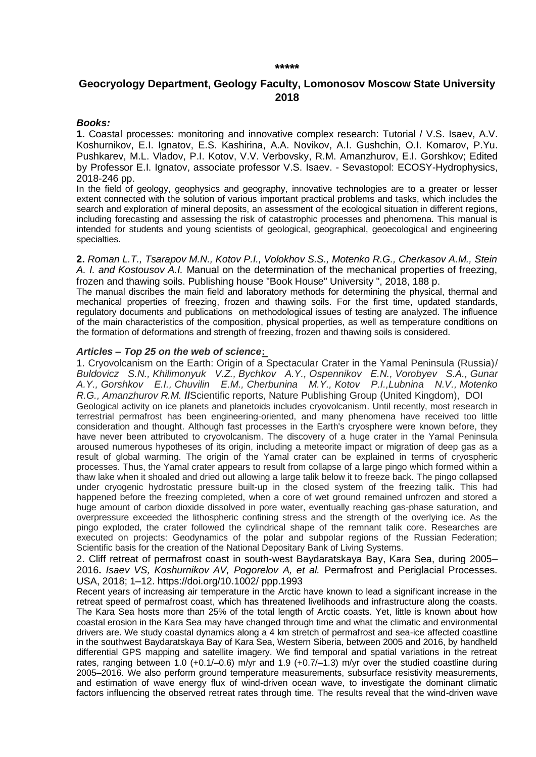\*\*\*\*\*

## Geocryology Department, Geology Faculty, Lomonosov Moscow State University 2018

### *Books:*

**1.** Coastal processes: monitoring and innovative complex research: Tutorial / V.S. Isaev, A.V. Koshurnikov, E.I. Ignatov, E.S. Kashirina, A.A. Novikov, A.I. Gushchin, O.I. Komarov, P.Yu. Pushkarev, M.L. Vladov, P.I. Kotov, V.V. Verbovsky, R.M. Amanzhurov, E.I. Gorshkov; Edited by Professor E.I. Ignatov, associate professor V.S. Isaev. - Sevastopol: ECOSY-Hydrophysics, 2018-246 pp.

In the field of geology, geophysics and geography, innovative technologies are to a greater or lesser extent connected with the solution of various important practical problems and tasks, which includes the search and exploration of mineral deposits, an assessment of the ecological situation in different regions, including forecasting and assessing the risk of catastrophic processes and phenomena. This manual is intended for students and young scientists of geological, geographical, geoecological and engineering specialties.

**2.** *Roman L.T., Tsarapov M.N., Kotov P.I., Volokhov S.S., Motenko R.G., Cherkasov A.M., Stein A. I. and Kostousov A.I.* Manual on the determination of the mechanical properties of freezing, frozen and thawing soils. Publishing house "Book House" University ", 2018, 188 p.

The manual discribes the main field and laboratory methods for determining the physical, thermal and mechanical properties of freezing, frozen and thawing soils. For the first time, updated standards, regulatory documents and publications on methodological issues of testing are analyzed. The influence of the main characteristics of the composition, physical properties, as well as temperature conditions on the formation of deformations and strength of freezing, frozen and thawing soils is considered.

### *Articles – Top 25 on the web of science:*

1. Cryovolcanism on the Earth: Origin of a Spectacular Crater in the Yamal Peninsula (Russia)/ *Buldovicz S.N., Khilimonyuk V.Z., Bychkov A.Y., Ospennikov E.N., Vorobyev S.A., Gunar A.Y., Gorshkov E.I., Chuvilin E.M., Cherbunina M.Y., Kotov P.I.,Lubnina N.V., Motenko R.G., Amanzhurov R.M. //*Scientific reports, Nature Publishing Group (United Kingdom), DOI

Geological activity on ice planets and planetoids includes cryovolcanism. Until recently, most research in terrestrial permafrost has been engineering-oriented, and many phenomena have received too little consideration and thought. Although fast processes in the Earth's cryosphere were known before, they have never been attributed to cryovolcanism. The discovery of a huge crater in the Yamal Peninsula aroused numerous hypotheses of its origin, including a meteorite impact or migration of deep gas as a result of global warming. The origin of the Yamal crater can be explained in terms of cryospheric processes. Thus, the Yamal crater appears to result from collapse of a large pingo which formed within a thaw lake when it shoaled and dried out allowing a large talik below it to freeze back. The pingo collapsed under cryogenic hydrostatic pressure built-up in the closed system of the freezing talik. This had happened before the freezing completed, when a core of wet ground remained unfrozen and stored a huge amount of carbon dioxide dissolved in pore water, eventually reaching gas-phase saturation, and overpressure exceeded the lithospheric confining stress and the strength of the overlying ice. As the pingo exploded, the crater followed the cylindrical shape of the remnant talik core. Researches are executed on projects: Geodynamics of the polar and subpolar regions of the Russian Federation; Scientific basis for the creation of the National Depositary Bank of Living Systems.

2. Cliff retreat of permafrost coast in south-west Baydaratskaya Bay, Kara Sea, during 2005–2016**.** *Isaev VS, Koshurnikov AV, Pogorelov A, et al.* Permafrost and Periglacial Processes. USA, 2018; 1–12. https://doi.org/10.1002/ ppp.1993

Recent years of increasing air temperature in the Arctic have known to lead a significant increase in the retreat speed of permafrost coast, which has threatened livelihoods and infrastructure along the coasts. The Kara Sea hosts more than 25% of the total length of Arctic coasts. Yet, little is known about how coastal erosion in the Kara Sea may have changed through time and what the climatic and environmental drivers are. We study coastal dynamics along a 4 km stretch of permafrost and sea-ice affected coastline in the southwest Baydaratskaya Bay of Kara Sea, Western Siberia, between 2005 and 2016, by handheld differential GPS mapping and satellite imagery. We find temporal and spatial variations in the retreat rates, ranging between 1.0 (+0.1/–0.6) m/yr and 1.9 (+0.7/–1.3) m/yr over the studied coastline during 2005–2016. We also perform ground temperature measurements, subsurface resistivity measurements, and estimation of wave energy flux of wind-driven ocean wave, to investigate the dominant climatic factors influencing the observed retreat rates through time. The results reveal that the wind-driven wave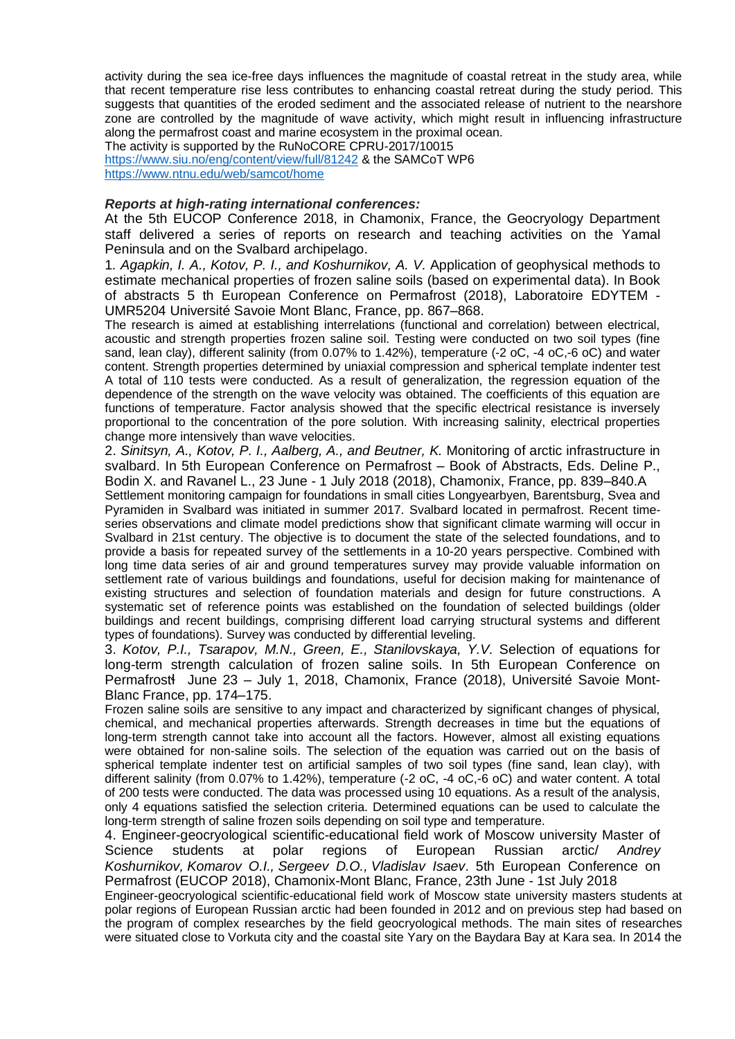activity during the sea ice-free days influences the magnitude of coastal retreat in the study area, while that recent temperature rise less contributes to enhancing coastal retreat during the study period. This suggests that quantities of the eroded sediment and the associated release of nutrient to the nearshore zone are controlled by the magnitude of wave activity, which might result in influencing infrastructure along the permafrost coast and marine ecosystem in the proximal ocean.
The activity is supported by the RuNoCORE CPRU-2017/10015
https://www.siu.no/eng/content/view/full/81242 & the SAMCoT WP6
https://www.ntnu.edu/web/samcot/home

***Reports at high-rating international conferences:***

At the 5th EUCOP Conference 2018, in Chamonix, France, the Geocryology Department staff delivered a series of reports on research and teaching activities on the Yamal Peninsula and on the Svalbard archipelago.

1. *Agapkin, I. A., Kotov, P. I., and Koshurnikov, A. V.* Application of geophysical methods to estimate mechanical properties of frozen saline soils (based on experimental data). In Book of abstracts 5 th European Conference on Permafrost (2018), Laboratoire EDYTEM - UMR5204 Université Savoie Mont Blanc, France, pp. 867–868.

The research is aimed at establishing interrelations (functional and correlation) between electrical, acoustic and strength properties frozen saline soil. Testing were conducted on two soil types (fine sand, lean clay), different salinity (from 0.07% to 1.42%), temperature (-2 oC, -4 oC,-6 oC) and water content. Strength properties determined by uniaxial compression and spherical template indenter test A total of 110 tests were conducted. As a result of generalization, the regression equation of the dependence of the strength on the wave velocity was obtained. The coefficients of this equation are functions of temperature. Factor analysis showed that the specific electrical resistance is inversely proportional to the concentration of the pore solution. With increasing salinity, electrical properties change more intensively than wave velocities.

2. *Sinitsyn, A., Kotov, P. I., Aalberg, A., and Beutner, K.* Monitoring of arctic infrastructure in svalbard. In 5th European Conference on Permafrost – Book of Abstracts, Eds. Deline P., Bodin X. and Ravanel L., 23 June - 1 July 2018 (2018), Chamonix, France, pp. 839–840.A

Settlement monitoring campaign for foundations in small cities Longyearbyen, Barentsburg, Svea and Pyramiden in Svalbard was initiated in summer 2017. Svalbard located in permafrost. Recent time-series observations and climate model predictions show that significant climate warming will occur in Svalbard in 21st century. The objective is to document the state of the selected foundations, and to provide a basis for repeated survey of the settlements in a 10-20 years perspective. Combined with long time data series of air and ground temperatures survey may provide valuable information on settlement rate of various buildings and foundations, useful for decision making for maintenance of existing structures and selection of foundation materials and design for future constructions. A systematic set of reference points was established on the foundation of selected buildings (older buildings and recent buildings, comprising different load carrying structural systems and different types of foundations). Survey was conducted by differential leveling.

3. *Kotov, P.I., Tsarapov, M.N., Green, E., Stanilovskaya, Y.V.* Selection of equations for long-term strength calculation of frozen saline soils. In 5th European Conference on Permafrostł June 23 – July 1, 2018, Chamonix, France (2018), Université Savoie Mont-Blanc France, pp. 174–175.

Frozen saline soils are sensitive to any impact and characterized by significant changes of physical, chemical, and mechanical properties afterwards. Strength decreases in time but the equations of long-term strength cannot take into account all the factors. However, almost all existing equations were obtained for non-saline soils. The selection of the equation was carried out on the basis of spherical template indenter test on artificial samples of two soil types (fine sand, lean clay), with different salinity (from 0.07% to 1.42%), temperature (-2 oC, -4 oC,-6 oC) and water content. A total of 200 tests were conducted. The data was processed using 10 equations. As a result of the analysis, only 4 equations satisfied the selection criteria. Determined equations can be used to calculate the long-term strength of saline frozen soils depending on soil type and temperature.

4. Engineer-geocryological scientific-educational field work of Moscow university Master of Science students at polar regions of European Russian arctic/ *Andrey Koshurnikov, Komarov O.I., Sergeev D.O., Vladislav Isaev*. 5th European Conference on Permafrost (EUCOP 2018), Chamonix-Mont Blanc, France, 23th June - 1st July 2018

Engineer-geocryological scientific-educational field work of Moscow state university masters students at polar regions of European Russian arctic had been founded in 2012 and on previous step had based on the program of complex researches by the field geocryological methods. The main sites of researches were situated close to Vorkuta city and the coastal site Yary on the Baydara Bay at Kara sea. In 2014 the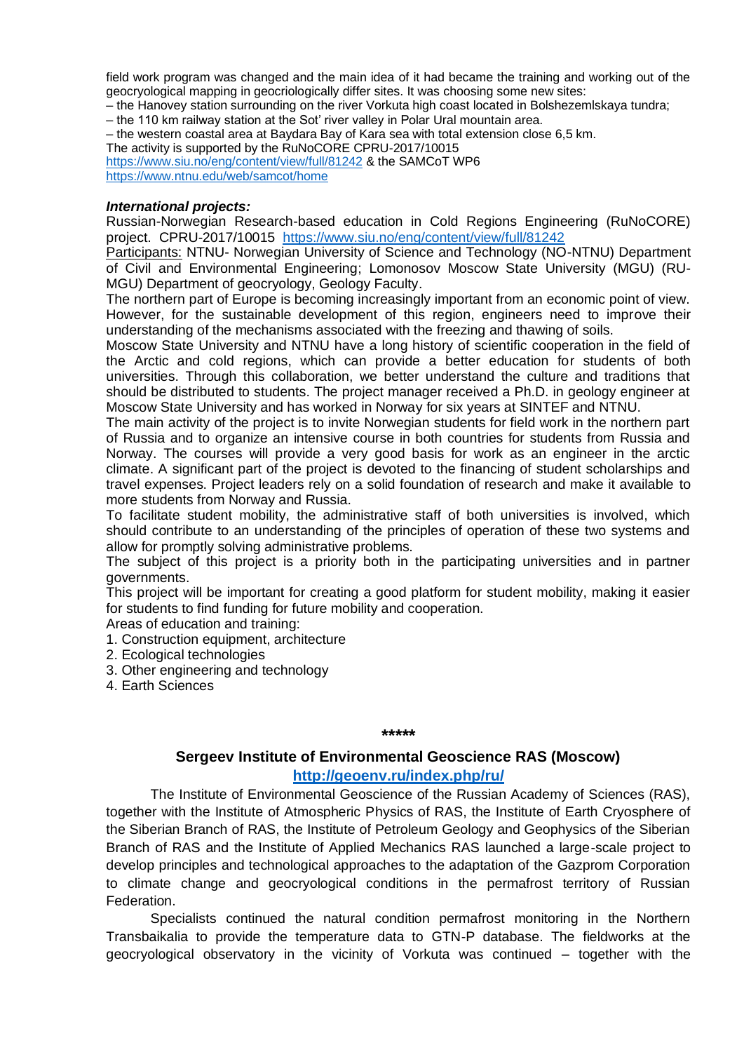field work program was changed and the main idea of it had became the training and working out of the geocryological mapping in geocriologically differ sites. It was choosing some new sites:

– the Hanovey station surrounding on the river Vorkuta high coast located in Bolshezemlskaya tundra;

– the 110 km railway station at the Sot' river valley in Polar Ural mountain area.

– the western coastal area at Baydara Bay of Kara sea with total extension close 6,5 km.

The activity is supported by the RuNoCORE CPRU-2017/10015 https://www.siu.no/eng/content/view/full/81242 & the SAMCoT WP6 https://www.ntnu.edu/web/samcot/home

***International projects:***

Russian-Norwegian Research-based education in Cold Regions Engineering (RuNoCORE) project. CPRU-2017/10015 https://www.siu.no/eng/content/view/full/81242

Participants: NTNU- Norwegian University of Science and Technology (NO-NTNU) Department of Civil and Environmental Engineering; Lomonosov Moscow State University (MGU) (RU-MGU) Department of geocryology, Geology Faculty.

The northern part of Europe is becoming increasingly important from an economic point of view. However, for the sustainable development of this region, engineers need to improve their understanding of the mechanisms associated with the freezing and thawing of soils.

Moscow State University and NTNU have a long history of scientific cooperation in the field of the Arctic and cold regions, which can provide a better education for students of both universities. Through this collaboration, we better understand the culture and traditions that should be distributed to students. The project manager received a Ph.D. in geology engineer at Moscow State University and has worked in Norway for six years at SINTEF and NTNU.

The main activity of the project is to invite Norwegian students for field work in the northern part of Russia and to organize an intensive course in both countries for students from Russia and Norway. The courses will provide a very good basis for work as an engineer in the arctic climate. A significant part of the project is devoted to the financing of student scholarships and travel expenses. Project leaders rely on a solid foundation of research and make it available to more students from Norway and Russia.

To facilitate student mobility, the administrative staff of both universities is involved, which should contribute to an understanding of the principles of operation of these two systems and allow for promptly solving administrative problems.

The subject of this project is a priority both in the participating universities and in partner governments.

This project will be important for creating a good platform for student mobility, making it easier for students to find funding for future mobility and cooperation.

Areas of education and training:

1. Construction equipment, architecture
2. Ecological technologies
3. Other engineering and technology
4. Earth Sciences

*****

## Sergeev Institute of Environmental Geoscience RAS (Moscow)

**http://geoenv.ru/index.php/ru/**

The Institute of Environmental Geoscience of the Russian Academy of Sciences (RAS), together with the Institute of Atmospheric Physics of RAS, the Institute of Earth Cryosphere of the Siberian Branch of RAS, the Institute of Petroleum Geology and Geophysics of the Siberian Branch of RAS and the Institute of Applied Mechanics RAS launched a large-scale project to develop principles and technological approaches to the adaptation of the Gazprom Corporation to climate change and geocryological conditions in the permafrost territory of Russian Federation.

Specialists continued the natural condition permafrost monitoring in the Northern Transbaikalia to provide the temperature data to GTN-P database. The fieldworks at the geocryological observatory in the vicinity of Vorkuta was continued – together with the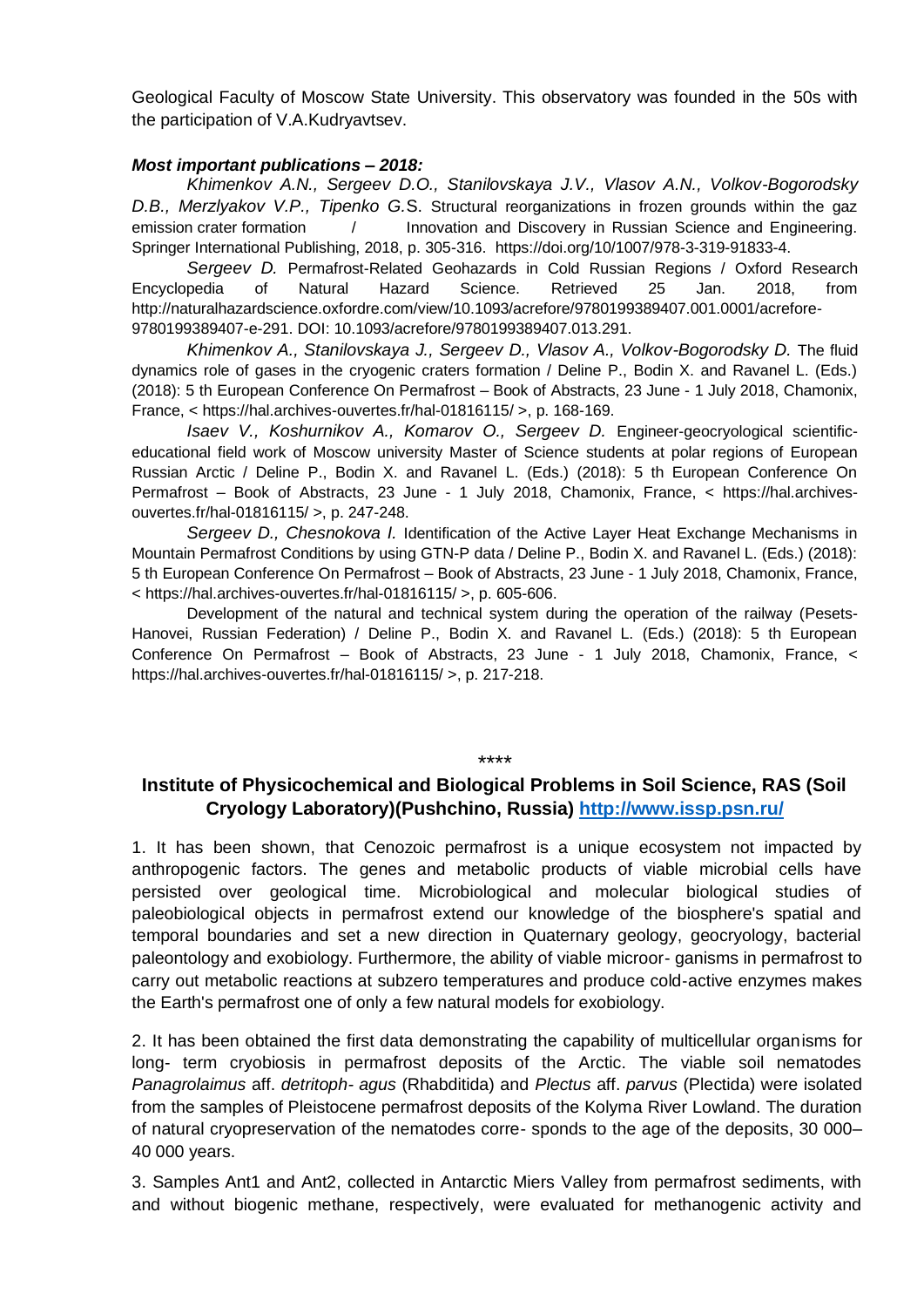Geological Faculty of Moscow State University. This observatory was founded in the 50s with the participation of V.A.Kudryavtsev.

***Most important publications – 2018:***

*Khimenkov A.N., Sergeev D.O., Stanilovskaya J.V., Vlasov A.N., Volkov-Bogorodsky D.B., Merzlyakov V.P., Tipenko G.*S. Structural reorganizations in frozen grounds within the gaz emission crater formation / Innovation and Discovery in Russian Science and Engineering. Springer International Publishing, 2018, p. 305-316. https://doi.org/10/1007/978-3-319-91833-4.

*Sergeev D.* Permafrost-Related Geohazards in Cold Russian Regions / Oxford Research Encyclopedia of Natural Hazard Science. Retrieved 25 Jan. 2018, from http://naturalhazardscience.oxfordre.com/view/10.1093/acrefore/9780199389407.001.0001/acrefore-9780199389407-e-291. DOI: 10.1093/acrefore/9780199389407.013.291.

*Khimenkov A., Stanilovskaya J., Sergeev D., Vlasov A., Volkov-Bogorodsky D.* The fluid dynamics role of gases in the cryogenic craters formation / Deline P., Bodin X. and Ravanel L. (Eds.) (2018): 5 th European Conference On Permafrost – Book of Abstracts, 23 June - 1 July 2018, Chamonix, France, < https://hal.archives-ouvertes.fr/hal-01816115/ >, p. 168-169.

*Isaev V., Koshurnikov A., Komarov O., Sergeev D.* Engineer-geocryological scientific-educational field work of Moscow university Master of Science students at polar regions of European Russian Arctic / Deline P., Bodin X. and Ravanel L. (Eds.) (2018): 5 th European Conference On Permafrost – Book of Abstracts, 23 June - 1 July 2018, Chamonix, France, < https://hal.archives-ouvertes.fr/hal-01816115/ >, p. 247-248.

*Sergeev D., Chesnokova I.* Identification of the Active Layer Heat Exchange Mechanisms in Mountain Permafrost Conditions by using GTN-P data / Deline P., Bodin X. and Ravanel L. (Eds.) (2018): 5 th European Conference On Permafrost – Book of Abstracts, 23 June - 1 July 2018, Chamonix, France, < https://hal.archives-ouvertes.fr/hal-01816115/ >, p. 605-606.

Development of the natural and technical system during the operation of the railway (Pesets-Hanovei, Russian Federation) / Deline P., Bodin X. and Ravanel L. (Eds.) (2018): 5 th European Conference On Permafrost – Book of Abstracts, 23 June - 1 July 2018, Chamonix, France, < https://hal.archives-ouvertes.fr/hal-01816115/ >, p. 217-218.

\*\*\*\*

## Institute of Physicochemical and Biological Problems in Soil Science, RAS (Soil Cryology Laboratory)(Pushchino, Russia) http://www.issp.psn.ru/

1. It has been shown, that Cenozoic permafrost is a unique ecosystem not impacted by anthropogenic factors. The genes and metabolic products of viable microbial cells have persisted over geological time. Microbiological and molecular biological studies of paleobiological objects in permafrost extend our knowledge of the biosphere's spatial and temporal boundaries and set a new direction in Quaternary geology, geocryology, bacterial paleontology and exobiology. Furthermore, the ability of viable microor- ganisms in permafrost to carry out metabolic reactions at subzero temperatures and produce cold-active enzymes makes the Earth's permafrost one of only a few natural models for exobiology.

2. It has been obtained the first data demonstrating the capability of multicellular organisms for long- term cryobiosis in permafrost deposits of the Arctic. The viable soil nematodes *Panagrolaimus* aff. *detritoph- agus* (Rhabditida) and *Plectus* aff. *parvus* (Plectida) were isolated from the samples of Pleistocene permafrost deposits of the Kolyma River Lowland. The duration of natural cryopreservation of the nematodes corre- sponds to the age of the deposits, 30 000–40 000 years.

3. Samples Ant1 and Ant2, collected in Antarctic Miers Valley from permafrost sediments, with and without biogenic methane, respectively, were evaluated for methanogenic activity and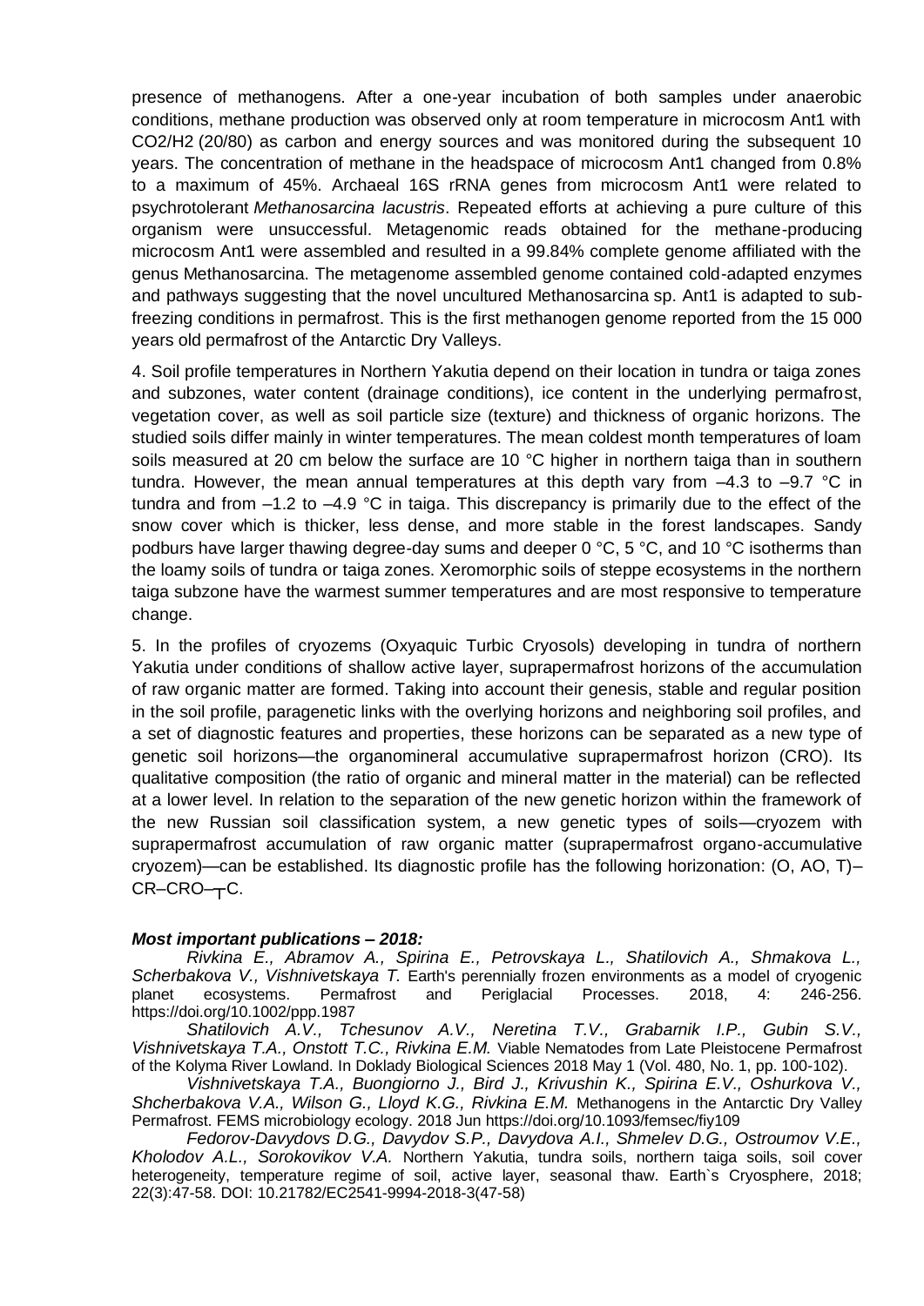presence of methanogens. After a one-year incubation of both samples under anaerobic conditions, methane production was observed only at room temperature in microcosm Ant1 with $CO_2/H_2$ (20/80) as carbon and energy sources and was monitored during the subsequent 10 years. The concentration of methane in the headspace of microcosm Ant1 changed from 0.8% to a maximum of 45%. Archaeal 16S rRNA genes from microcosm Ant1 were related to psychrotolerant *Methanosarcina lacustris*. Repeated efforts at achieving a pure culture of this organism were unsuccessful. Metagenomic reads obtained for the methane-producing microcosm Ant1 were assembled and resulted in a 99.84% complete genome affiliated with the genus Methanosarcina. The metagenome assembled genome contained cold-adapted enzymes and pathways suggesting that the novel uncultured Methanosarcina sp. Ant1 is adapted to sub-freezing conditions in permafrost. This is the first methanogen genome reported from the 15 000 years old permafrost of the Antarctic Dry Valleys.

4. Soil profile temperatures in Northern Yakutia depend on their location in tundra or taiga zones and subzones, water content (drainage conditions), ice content in the underlying permafrost, vegetation cover, as well as soil particle size (texture) and thickness of organic horizons. The studied soils differ mainly in winter temperatures. The mean coldest month temperatures of loam soils measured at 20 cm below the surface are 10 °C higher in northern taiga than in southern tundra. However, the mean annual temperatures at this depth vary from –4.3 to –9.7 °C in tundra and from –1.2 to –4.9 °C in taiga. This discrepancy is primarily due to the effect of the snow cover which is thicker, less dense, and more stable in the forest landscapes. Sandy podburs have larger thawing degree-day sums and deeper 0 °C, 5 °C, and 10 °C isotherms than the loamy soils of tundra or taiga zones. Xeromorphic soils of steppe ecosystems in the northern taiga subzone have the warmest summer temperatures and are most responsive to temperature change.

5. In the profiles of cryozems (Oxyaquic Turbic Cryosols) developing in tundra of northern Yakutia under conditions of shallow active layer, suprapermafrost horizons of the accumulation of raw organic matter are formed. Taking into account their genesis, stable and regular position in the soil profile, paragenetic links with the overlying horizons and neighboring soil profiles, and a set of diagnostic features and properties, these horizons can be separated as a new type of genetic soil horizons—the organomineral accumulative suprapermafrost horizon (CRO). Its qualitative composition (the ratio of organic and mineral matter in the material) can be reflected at a lower level. In relation to the separation of the new genetic horizon within the framework of the new Russian soil classification system, a new genetic types of soils—cryozem with suprapermafrost accumulation of raw organic matter (suprapermafrost organo-accumulative cryozem)—can be established. Its diagnostic profile has the following horizonation: (O, AO, T)–CR–CRO–┬C.

***Most important publications – 2018:***

*Rivkina E., Abramov A., Spirina E., Petrovskaya L., Shatilovich A., Shmakova L., Scherbakova V., Vishnivetskaya T.* Earth's perennially frozen environments as a model of cryogenic planet ecosystems. Permafrost and Periglacial Processes. 2018, 4: 246-256. https://doi.org/10.1002/ppp.1987

*Shatilovich A.V., Tchesunov A.V., Neretina T.V., Grabarnik I.P., Gubin S.V., Vishnivetskaya T.A., Onstott T.C., Rivkina E.M.* Viable Nematodes from Late Pleistocene Permafrost of the Kolyma River Lowland. In Doklady Biological Sciences 2018 May 1 (Vol. 480, No. 1, pp. 100-102).

*Vishnivetskaya T.A., Buongiorno J., Bird J., Krivushin K., Spirina E.V., Oshurkova V., Shcherbakova V.A., Wilson G., Lloyd K.G., Rivkina E.M.* Methanogens in the Antarctic Dry Valley Permafrost. FEMS microbiology ecology. 2018 Jun https://doi.org/10.1093/femsec/fiy109

*Fedorov-Davydovs D.G., Davydov S.P., Davydova A.I., Shmelev D.G., Ostroumov V.E., Kholodov A.L., Sorokovikov V.A.* Northern Yakutia, tundra soils, northern taiga soils, soil cover heterogeneity, temperature regime of soil, active layer, seasonal thaw. Earth`s Cryosphere, 2018; 22(3):47-58. DOI: 10.21782/EC2541-9994-2018-3(47-58)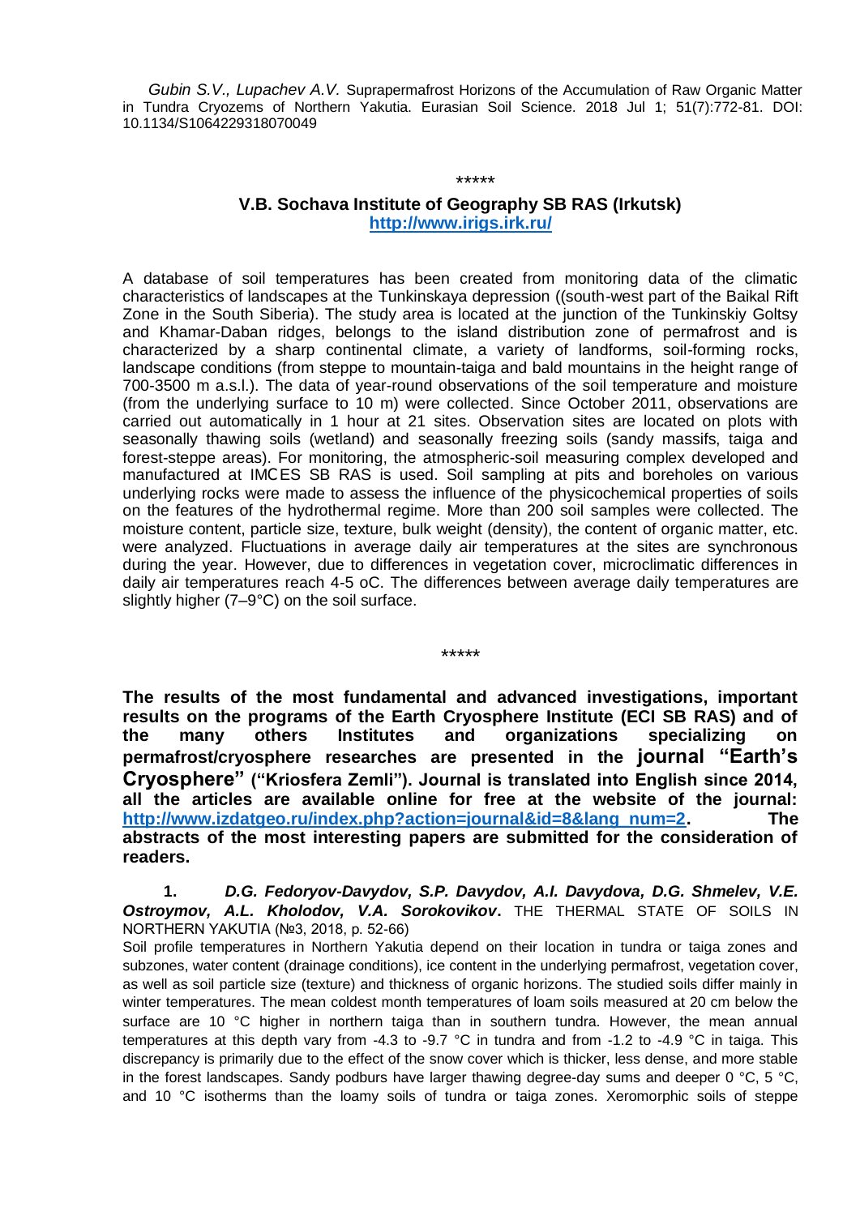*Gubin S.V., Lupachev A.V.* Suprapermafrost Horizons of the Accumulation of Raw Organic Matter in Tundra Cryozems of Northern Yakutia. Eurasian Soil Science. 2018 Jul 1; 51(7):772-81. DOI: 10.1134/S1064229318070049

\*\*\*\*\*

## V.B. Sochava Institute of Geography SB RAS (Irkutsk)

**http://www.irigs.irk.ru/**

A database of soil temperatures has been created from monitoring data of the climatic characteristics of landscapes at the Tunkinskaya depression ((south-west part of the Baikal Rift Zone in the South Siberia). The study area is located at the junction of the Tunkinskiy Goltsy and Khamar-Daban ridges, belongs to the island distribution zone of permafrost and is characterized by a sharp continental climate, a variety of landforms, soil-forming rocks, landscape conditions (from steppe to mountain-taiga and bald mountains in the height range of 700-3500 m a.s.l.). The data of year-round observations of the soil temperature and moisture (from the underlying surface to 10 m) were collected. Since October 2011, observations are carried out automatically in 1 hour at 21 sites. Observation sites are located on plots with seasonally thawing soils (wetland) and seasonally freezing soils (sandy massifs, taiga and forest-steppe areas). For monitoring, the atmospheric-soil measuring complex developed and manufactured at IMCES SB RAS is used. Soil sampling at pits and boreholes on various underlying rocks were made to assess the influence of the physicochemical properties of soils on the features of the hydrothermal regime. More than 200 soil samples were collected. The moisture content, particle size, texture, bulk weight (density), the content of organic matter, etc. were analyzed. Fluctuations in average daily air temperatures at the sites are synchronous during the year. However, due to differences in vegetation cover, microclimatic differences in daily air temperatures reach 4-5 oC. The differences between average daily temperatures are slightly higher (7–9°C) on the soil surface.

\*\*\*\*\*

**The results of the most fundamental and advanced investigations, important results on the programs of the Earth Cryosphere Institute (ECI SB RAS) and of the many others Institutes and organizations specializing on permafrost/cryosphere researches are presented in the journal "Earth's Cryosphere" ("Kriosfera Zemli"). Journal is translated into English since 2014, all the articles are available online for free at the website of the journal: http://www.izdatgeo.ru/index.php?action=journal&id=8&lang_num=2. The abstracts of the most interesting papers are submitted for the consideration of readers.**

**1.** ***D.G. Fedoryov-Davydov, S.P. Davydov, A.I. Davydova, D.G. Shmelev, V.E. Ostroymov, A.L. Kholodov, V.A. Sorokovikov*****.** THE THERMAL STATE OF SOILS IN NORTHERN YAKUTIA (№3, 2018, p. 52-66)

Soil profile temperatures in Northern Yakutia depend on their location in tundra or taiga zones and subzones, water content (drainage conditions), ice content in the underlying permafrost, vegetation cover, as well as soil particle size (texture) and thickness of organic horizons. The studied soils differ mainly in winter temperatures. The mean coldest month temperatures of loam soils measured at 20 cm below the surface are 10 °C higher in northern taiga than in southern tundra. However, the mean annual temperatures at this depth vary from -4.3 to -9.7 °C in tundra and from -1.2 to -4.9 °C in taiga. This discrepancy is primarily due to the effect of the snow cover which is thicker, less dense, and more stable in the forest landscapes. Sandy podburs have larger thawing degree-day sums and deeper 0 °C, 5 °C, and 10 °C isotherms than the loamy soils of tundra or taiga zones. Xeromorphic soils of steppe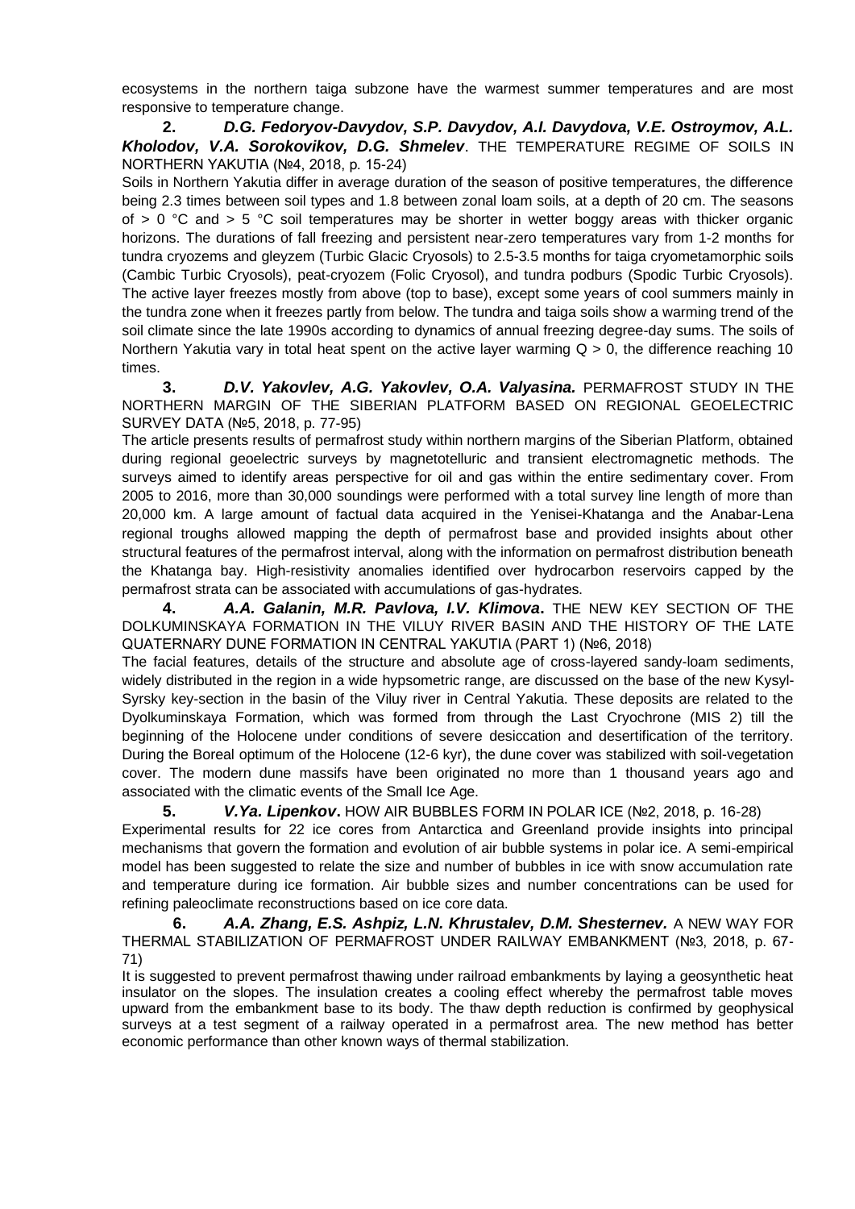ecosystems in the northern taiga subzone have the warmest summer temperatures and are most responsive to temperature change.

**2.** ***D.G. Fedoryov-Davydov, S.P. Davydov, A.I. Davydova, V.E. Ostroymov, A.L. Kholodov, V.A. Sorokovikov, D.G. Shmelev***. THE TEMPERATURE REGIME OF SOILS IN NORTHERN YAKUTIA (№4, 2018, p. 15-24)

Soils in Northern Yakutia differ in average duration of the season of positive temperatures, the difference being 2.3 times between soil types and 1.8 between zonal loam soils, at a depth of 20 cm. The seasons of > 0 °C and > 5 °C soil temperatures may be shorter in wetter boggy areas with thicker organic horizons. The durations of fall freezing and persistent near-zero temperatures vary from 1-2 months for tundra cryozems and gleyzem (Turbic Glacic Cryosols) to 2.5-3.5 months for taiga cryometamorphic soils (Cambic Turbic Cryosols), peat-cryozem (Folic Cryosol), and tundra podburs (Spodic Turbic Cryosols). The active layer freezes mostly from above (top to base), except some years of cool summers mainly in the tundra zone when it freezes partly from below. The tundra and taiga soils show a warming trend of the soil climate since the late 1990s according to dynamics of annual freezing degree-day sums. The soils of Northern Yakutia vary in total heat spent on the active layer warming $Q > 0$, the difference reaching 10 times.

**3.** ***D.V. Yakovlev, A.G. Yakovlev, O.A. Valyasina.*** PERMAFROST STUDY IN THE NORTHERN MARGIN OF THE SIBERIAN PLATFORM BASED ON REGIONAL GEOELECTRIC SURVEY DATA (№5, 2018, p. 77-95)

The article presents results of permafrost study within northern margins of the Siberian Platform, obtained during regional geoelectric surveys by magnetotelluric and transient electromagnetic methods. The surveys aimed to identify areas perspective for oil and gas within the entire sedimentary cover. From 2005 to 2016, more than 30,000 soundings were performed with a total survey line length of more than 20,000 km. A large amount of factual data acquired in the Yenisei-Khatanga and the Anabar-Lena regional troughs allowed mapping the depth of permafrost base and provided insights about other structural features of the permafrost interval, along with the information on permafrost distribution beneath the Khatanga bay. High-resistivity anomalies identified over hydrocarbon reservoirs capped by the permafrost strata can be associated with accumulations of gas-hydrates.

**4.** ***A.A. Galanin, M.R. Pavlova, I.V. Klimova*****.** THE NEW KEY SECTION OF THE DOLKUMINSKAYA FORMATION IN THE VILUY RIVER BASIN AND THE HISTORY OF THE LATE QUATERNARY DUNE FORMATION IN CENTRAL YAKUTIA (PART 1) (№6, 2018)

The facial features, details of the structure and absolute age of cross-layered sandy-loam sediments, widely distributed in the region in a wide hypsometric range, are discussed on the base of the new Kysyl-Syrsky key-section in the basin of the Viluy river in Central Yakutia. These deposits are related to the Dyolkuminskaya Formation, which was formed from through the Last Cryochrone (MIS 2) till the beginning of the Holocene under conditions of severe desiccation and desertification of the territory. During the Boreal optimum of the Holocene (12-6 kyr), the dune cover was stabilized with soil-vegetation cover. The modern dune massifs have been originated no more than 1 thousand years ago and associated with the climatic events of the Small Ice Age.

**5.** ***V.Ya. Lipenkov*****.** HOW AIR BUBBLES FORM IN POLAR ICE (№2, 2018, p. 16-28)

Experimental results for 22 ice cores from Antarctica and Greenland provide insights into principal mechanisms that govern the formation and evolution of air bubble systems in polar ice. A semi-empirical model has been suggested to relate the size and number of bubbles in ice with snow accumulation rate and temperature during ice formation. Air bubble sizes and number concentrations can be used for refining paleoclimate reconstructions based on ice core data.

**6.** ***A.A. Zhang, E.S. Ashpiz, L.N. Khrustalev, D.M. Shesternev.*** A NEW WAY FOR THERMAL STABILIZATION OF PERMAFROST UNDER RAILWAY EMBANKMENT (№3, 2018, p. 67-71)

It is suggested to prevent permafrost thawing under railroad embankments by laying a geosynthetic heat insulator on the slopes. The insulation creates a cooling effect whereby the permafrost table moves upward from the embankment base to its body. The thaw depth reduction is confirmed by geophysical surveys at a test segment of a railway operated in a permafrost area. The new method has better economic performance than other known ways of thermal stabilization.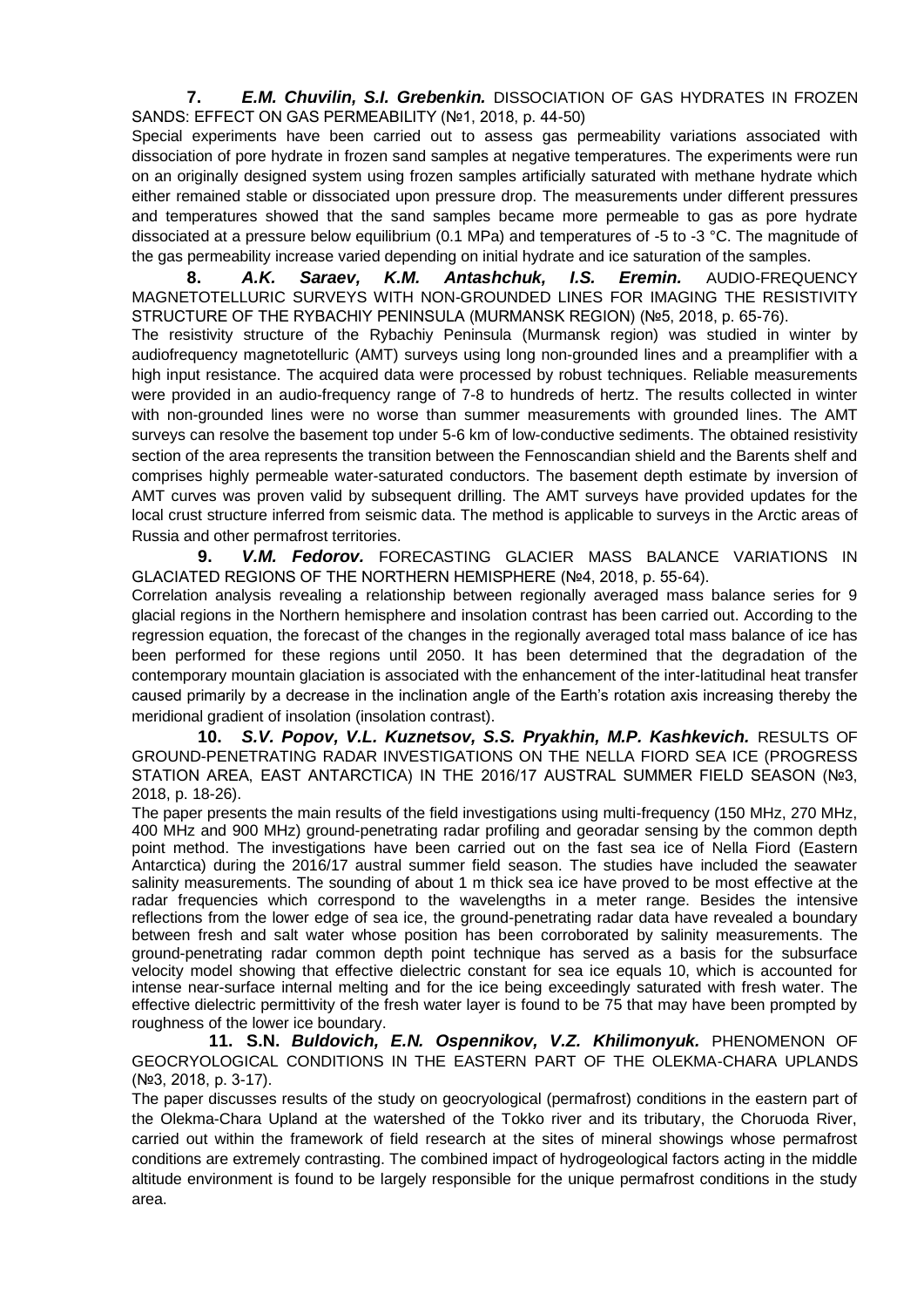**7.** ***E.M. Chuvilin, S.I. Grebenkin.*** DISSOCIATION OF GAS HYDRATES IN FROZEN SANDS: EFFECT ON GAS PERMEABILITY (№1, 2018, p. 44-50)

Special experiments have been carried out to assess gas permeability variations associated with dissociation of pore hydrate in frozen sand samples at negative temperatures. The experiments were run on an originally designed system using frozen samples artificially saturated with methane hydrate which either remained stable or dissociated upon pressure drop. The measurements under different pressures and temperatures showed that the sand samples became more permeable to gas as pore hydrate dissociated at a pressure below equilibrium (0.1 MPa) and temperatures of -5 to -3 °C. The magnitude of the gas permeability increase varied depending on initial hydrate and ice saturation of the samples.

**8.** ***A.K. Saraev, K.M. Antashchuk, I.S. Eremin.*** AUDIO-FREQUENCY MAGNETOTELLURIC SURVEYS WITH NON-GROUNDED LINES FOR IMAGING THE RESISTIVITY STRUCTURE OF THE RYBACHIY PENINSULA (MURMANSK REGION) (№5, 2018, p. 65-76).

The resistivity structure of the Rybachiy Peninsula (Murmansk region) was studied in winter by audiofrequency magnetotelluric (AMT) surveys using long non-grounded lines and a preamplifier with a high input resistance. The acquired data were processed by robust techniques. Reliable measurements were provided in an audio-frequency range of 7-8 to hundreds of hertz. The results collected in winter with non-grounded lines were no worse than summer measurements with grounded lines. The AMT surveys can resolve the basement top under 5-6 km of low-conductive sediments. The obtained resistivity section of the area represents the transition between the Fennoscandian shield and the Barents shelf and comprises highly permeable water-saturated conductors. The basement depth estimate by inversion of AMT curves was proven valid by subsequent drilling. The AMT surveys have provided updates for the local crust structure inferred from seismic data. The method is applicable to surveys in the Arctic areas of Russia and other permafrost territories.

**9.** ***V.M. Fedorov.*** FORECASTING GLACIER MASS BALANCE VARIATIONS IN GLACIATED REGIONS OF THE NORTHERN HEMISPHERE (№4, 2018, p. 55-64).

Correlation analysis revealing a relationship between regionally averaged mass balance series for 9 glacial regions in the Northern hemisphere and insolation contrast has been carried out. According to the regression equation, the forecast of the changes in the regionally averaged total mass balance of ice has been performed for these regions until 2050. It has been determined that the degradation of the contemporary mountain glaciation is associated with the enhancement of the inter-latitudinal heat transfer caused primarily by a decrease in the inclination angle of the Earth's rotation axis increasing thereby the meridional gradient of insolation (insolation contrast).

**10.** ***S.V. Popov, V.L. Kuznetsov, S.S. Pryakhin, M.P. Kashkevich.*** RESULTS OF GROUND-PENETRATING RADAR INVESTIGATIONS ON THE NELLA FIORD SEA ICE (PROGRESS STATION AREA, EAST ANTARCTICA) IN THE 2016/17 AUSTRAL SUMMER FIELD SEASON (№3, 2018, p. 18-26).

The paper presents the main results of the field investigations using multi-frequency (150 MHz, 270 MHz, 400 MHz and 900 MHz) ground-penetrating radar profiling and georadar sensing by the common depth point method. The investigations have been carried out on the fast sea ice of Nella Fiord (Eastern Antarctica) during the 2016/17 austral summer field season. The studies have included the seawater salinity measurements. The sounding of about 1 m thick sea ice have proved to be most effective at the radar frequencies which correspond to the wavelengths in a meter range. Besides the intensive reflections from the lower edge of sea ice, the ground-penetrating radar data have revealed a boundary between fresh and salt water whose position has been corroborated by salinity measurements. The ground-penetrating radar common depth point technique has served as a basis for the subsurface velocity model showing that effective dielectric constant for sea ice equals 10, which is accounted for intense near-surface internal melting and for the ice being exceedingly saturated with fresh water. The effective dielectric permittivity of the fresh water layer is found to be 75 that may have been prompted by roughness of the lower ice boundary.

**11. S.N.** ***Buldovich, E.N. Ospennikov, V.Z. Khilimonyuk.*** PHENOMENON OF GEOCRYOLOGICAL CONDITIONS IN THE EASTERN PART OF THE OLEKMA-CHARA UPLANDS (№3, 2018, p. 3-17).

The paper discusses results of the study on geocryological (permafrost) conditions in the eastern part of the Olekma-Chara Upland at the watershed of the Tokko river and its tributary, the Choruoda River, carried out within the framework of field research at the sites of mineral showings whose permafrost conditions are extremely contrasting. The combined impact of hydrogeological factors acting in the middle altitude environment is found to be largely responsible for the unique permafrost conditions in the study area.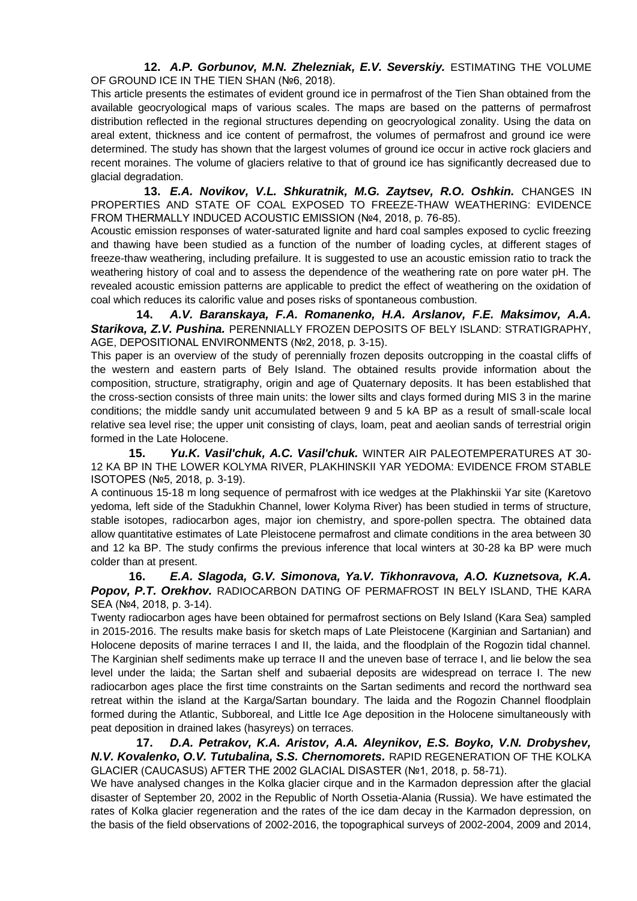**12.** ***A.P. Gorbunov, M.N. Zhelezniak, E.V. Severskiy.*** ESTIMATING THE VOLUME OF GROUND ICE IN THE TIEN SHAN (№6, 2018).

This article presents the estimates of evident ground ice in permafrost of the Tien Shan obtained from the available geocryological maps of various scales. The maps are based on the patterns of permafrost distribution reflected in the regional structures depending on geocryological zonality. Using the data on areal extent, thickness and ice content of permafrost, the volumes of permafrost and ground ice were determined. The study has shown that the largest volumes of ground ice occur in active rock glaciers and recent moraines. The volume of glaciers relative to that of ground ice has significantly decreased due to glacial degradation.

**13.** ***E.A. Novikov, V.L. Shkuratnik, M.G. Zaytsev, R.O. Oshkin.*** CHANGES IN PROPERTIES AND STATE OF COAL EXPOSED TO FREEZE-THAW WEATHERING: EVIDENCE FROM THERMALLY INDUCED ACOUSTIC EMISSION (№4, 2018, p. 76-85).

Acoustic emission responses of water-saturated lignite and hard coal samples exposed to cyclic freezing and thawing have been studied as a function of the number of loading cycles, at different stages of freeze-thaw weathering, including prefailure. It is suggested to use an acoustic emission ratio to track the weathering history of coal and to assess the dependence of the weathering rate on pore water pH. The revealed acoustic emission patterns are applicable to predict the effect of weathering on the oxidation of coal which reduces its calorific value and poses risks of spontaneous combustion.

**14.** ***A.V. Baranskaya, F.A. Romanenko, H.A. Arslanov, F.E. Maksimov, A.A. Starikova, Z.V. Pushina.*** PERENNIALLY FROZEN DEPOSITS OF BELY ISLAND: STRATIGRAPHY, AGE, DEPOSITIONAL ENVIRONMENTS (№2, 2018, p. 3-15).

This paper is an overview of the study of perennially frozen deposits outcropping in the coastal cliffs of the western and eastern parts of Bely Island. The obtained results provide information about the composition, structure, stratigraphy, origin and age of Quaternary deposits. It has been established that the cross-section consists of three main units: the lower silts and clays formed during MIS 3 in the marine conditions; the middle sandy unit accumulated between 9 and 5 kA BP as a result of small-scale local relative sea level rise; the upper unit consisting of clays, loam, peat and aeolian sands of terrestrial origin formed in the Late Holocene.

**15.** ***Yu.K. Vasil'chuk, A.C. Vasil'chuk.*** WINTER AIR PALEOTEMPERATURES AT 30-12 KA BP IN THE LOWER KOLYMA RIVER, PLAKHINSKII YAR YEDOMA: EVIDENCE FROM STABLE ISOTOPES (№5, 2018, p. 3-19).

A continuous 15-18 m long sequence of permafrost with ice wedges at the Plakhinskii Yar site (Karetovo yedoma, left side of the Stadukhin Channel, lower Kolyma River) has been studied in terms of structure, stable isotopes, radiocarbon ages, major ion chemistry, and spore-pollen spectra. The obtained data allow quantitative estimates of Late Pleistocene permafrost and climate conditions in the area between 30 and 12 ka BP. The study confirms the previous inference that local winters at 30-28 ka BP were much colder than at present.

**16.** ***E.A. Slagoda, G.V. Simonova, Ya.V. Tikhonravova, A.O. Kuznetsova, K.A. Popov, P.T. Orekhov.*** RADIOCARBON DATING OF PERMAFROST IN BELY ISLAND, THE KARA SEA (№4, 2018, p. 3-14).

Twenty radiocarbon ages have been obtained for permafrost sections on Bely Island (Kara Sea) sampled in 2015-2016. The results make basis for sketch maps of Late Pleistocene (Karginian and Sartanian) and Holocene deposits of marine terraces I and II, the laida, and the floodplain of the Rogozin tidal channel. The Karginian shelf sediments make up terrace II and the uneven base of terrace I, and lie below the sea level under the laida; the Sartan shelf and subaerial deposits are widespread on terrace I. The new radiocarbon ages place the first time constraints on the Sartan sediments and record the northward sea retreat within the island at the Karga/Sartan boundary. The laida and the Rogozin Channel floodplain formed during the Atlantic, Subboreal, and Little Ice Age deposition in the Holocene simultaneously with peat deposition in drained lakes (hasyreys) on terraces.

**17.** ***D.A. Petrakov, K.A. Aristov, A.A. Aleynikov, E.S. Boyko, V.N. Drobyshev, N.V. Kovalenko, O.V. Tutubalina, S.S. Chernomorets.*** RAPID REGENERATION OF THE KOLKA GLACIER (CAUCASUS) AFTER THE 2002 GLACIAL DISASTER (№1, 2018, p. 58-71).

We have analysed changes in the Kolka glacier cirque and in the Karmadon depression after the glacial disaster of September 20, 2002 in the Republic of North Ossetia-Alania (Russia). We have estimated the rates of Kolka glacier regeneration and the rates of the ice dam decay in the Karmadon depression, on the basis of the field observations of 2002-2016, the topographical surveys of 2002-2004, 2009 and 2014,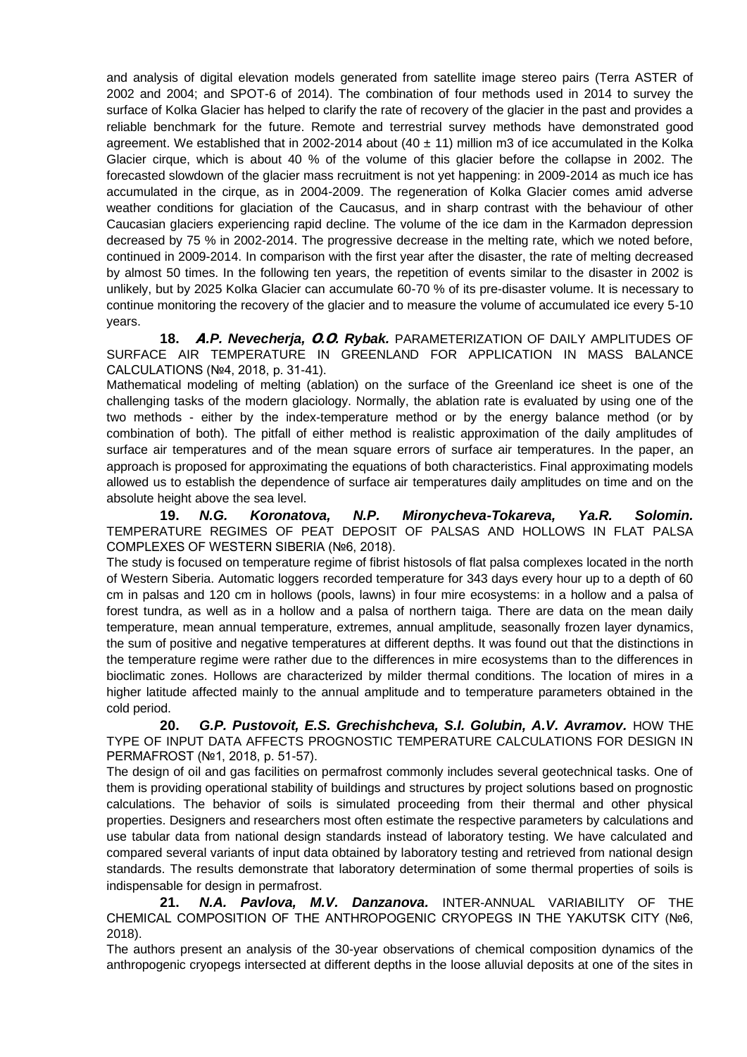and analysis of digital elevation models generated from satellite image stereo pairs (Terra ASTER of 2002 and 2004; and SPOT-6 of 2014). The combination of four methods used in 2014 to survey the surface of Kolka Glacier has helped to clarify the rate of recovery of the glacier in the past and provides a reliable benchmark for the future. Remote and terrestrial survey methods have demonstrated good agreement. We established that in 2002-2014 about (40 ± 11) million m3 of ice accumulated in the Kolka Glacier cirque, which is about 40 % of the volume of this glacier before the collapse in 2002. The forecasted slowdown of the glacier mass recruitment is not yet happening: in 2009-2014 as much ice has accumulated in the cirque, as in 2004-2009. The regeneration of Kolka Glacier comes amid adverse weather conditions for glaciation of the Caucasus, and in sharp contrast with the behaviour of other Caucasian glaciers experiencing rapid decline. The volume of the ice dam in the Karmadon depression decreased by 75 % in 2002-2014. The progressive decrease in the melting rate, which we noted before, continued in 2009-2014. In comparison with the first year after the disaster, the rate of melting decreased by almost 50 times. In the following ten years, the repetition of events similar to the disaster in 2002 is unlikely, but by 2025 Kolka Glacier can accumulate 60-70 % of its pre-disaster volume. It is necessary to continue monitoring the recovery of the glacier and to measure the volume of accumulated ice every 5-10 years.

**18.** ***A.P. Nevecherja, O.O. Rybak.*** PARAMETERIZATION OF DAILY AMPLITUDES OF SURFACE AIR TEMPERATURE IN GREENLAND FOR APPLICATION IN MASS BALANCE CALCULATIONS (№4, 2018, p. 31-41).

Mathematical modeling of melting (ablation) on the surface of the Greenland ice sheet is one of the challenging tasks of the modern glaciology. Normally, the ablation rate is evaluated by using one of the two methods - either by the index-temperature method or by the energy balance method (or by combination of both). The pitfall of either method is realistic approximation of the daily amplitudes of surface air temperatures and of the mean square errors of surface air temperatures. In the paper, an approach is proposed for approximating the equations of both characteristics. Final approximating models allowed us to establish the dependence of surface air temperatures daily amplitudes on time and on the absolute height above the sea level.

**19.** ***N.G. Koronatova, N.P. Mironycheva-Tokareva, Ya.R. Solomin.*** TEMPERATURE REGIMES OF PEAT DEPOSIT OF PALSAS AND HOLLOWS IN FLAT PALSA COMPLEXES OF WESTERN SIBERIA (№6, 2018).

The study is focused on temperature regime of fibrist histosols of flat palsa complexes located in the north of Western Siberia. Automatic loggers recorded temperature for 343 days every hour up to a depth of 60 cm in palsas and 120 cm in hollows (pools, lawns) in four mire ecosystems: in a hollow and a palsa of forest tundra, as well as in a hollow and a palsa of northern taiga. There are data on the mean daily temperature, mean annual temperature, extremes, annual amplitude, seasonally frozen layer dynamics, the sum of positive and negative temperatures at different depths. It was found out that the distinctions in the temperature regime were rather due to the differences in mire ecosystems than to the differences in bioclimatic zones. Hollows are characterized by milder thermal conditions. The location of mires in a higher latitude affected mainly to the annual amplitude and to temperature parameters obtained in the cold period.

**20.** ***G.P. Pustovoit, E.S. Grechishcheva, S.I. Golubin, A.V. Avramov.*** HOW THE TYPE OF INPUT DATA AFFECTS PROGNOSTIC TEMPERATURE CALCULATIONS FOR DESIGN IN PERMAFROST (№1, 2018, p. 51-57).

The design of oil and gas facilities on permafrost commonly includes several geotechnical tasks. One of them is providing operational stability of buildings and structures by project solutions based on prognostic calculations. The behavior of soils is simulated proceeding from their thermal and other physical properties. Designers and researchers most often estimate the respective parameters by calculations and use tabular data from national design standards instead of laboratory testing. We have calculated and compared several variants of input data obtained by laboratory testing and retrieved from national design standards. The results demonstrate that laboratory determination of some thermal properties of soils is indispensable for design in permafrost.

**21.** ***N.A. Pavlova, M.V. Danzanova.*** INTER-ANNUAL VARIABILITY OF THE CHEMICAL COMPOSITION OF THE ANTHROPOGENIC CRYOPEGS IN THE YAKUTSK CITY (№6, 2018).

The authors present an analysis of the 30-year observations of chemical composition dynamics of the anthropogenic cryopegs intersected at different depths in the loose alluvial deposits at one of the sites in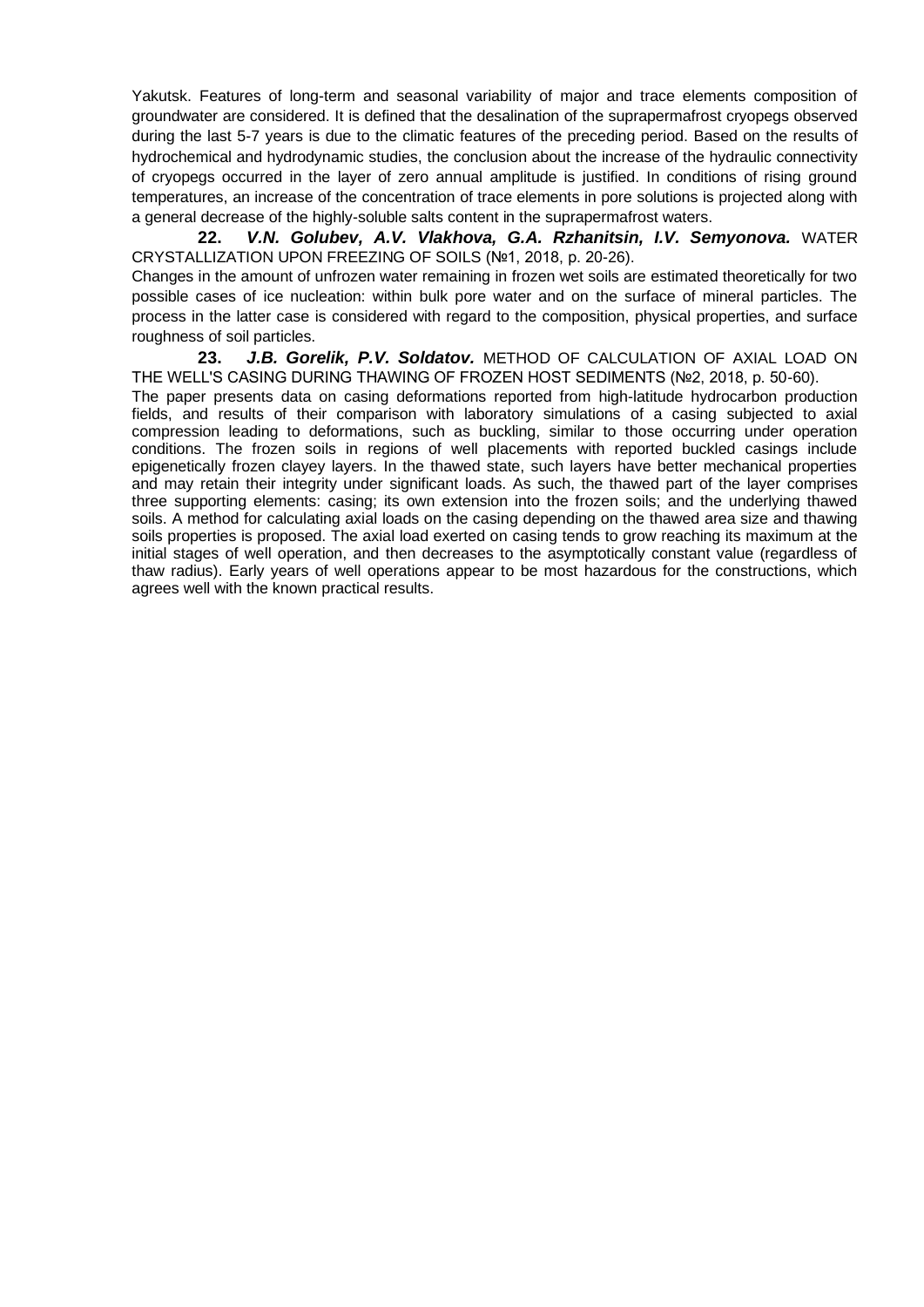Yakutsk. Features of long-term and seasonal variability of major and trace elements composition of groundwater are considered. It is defined that the desalination of the suprapermafrost cryopegs observed during the last 5-7 years is due to the climatic features of the preceding period. Based on the results of hydrochemical and hydrodynamic studies, the conclusion about the increase of the hydraulic connectivity of cryopegs occurred in the layer of zero annual amplitude is justified. In conditions of rising ground temperatures, an increase of the concentration of trace elements in pore solutions is projected along with a general decrease of the highly-soluble salts content in the suprapermafrost waters.

**22.** ***V.N. Golubev, A.V. Vlakhova, G.A. Rzhanitsin, I.V. Semyonova.*** WATER CRYSTALLIZATION UPON FREEZING OF SOILS (№1, 2018, p. 20-26).

Changes in the amount of unfrozen water remaining in frozen wet soils are estimated theoretically for two possible cases of ice nucleation: within bulk pore water and on the surface of mineral particles. The process in the latter case is considered with regard to the composition, physical properties, and surface roughness of soil particles.

**23.** ***J.B. Gorelik, P.V. Soldatov.*** METHOD OF CALCULATION OF AXIAL LOAD ON THE WELL'S CASING DURING THAWING OF FROZEN HOST SEDIMENTS (№2, 2018, p. 50-60).

The paper presents data on casing deformations reported from high-latitude hydrocarbon production fields, and results of their comparison with laboratory simulations of a casing subjected to axial compression leading to deformations, such as buckling, similar to those occurring under operation conditions. The frozen soils in regions of well placements with reported buckled casings include epigenetically frozen clayey layers. In the thawed state, such layers have better mechanical properties and may retain their integrity under significant loads. As such, the thawed part of the layer comprises three supporting elements: casing; its own extension into the frozen soils; and the underlying thawed soils. A method for calculating axial loads on the casing depending on the thawed area size and thawing soils properties is proposed. The axial load exerted on casing tends to grow reaching its maximum at the initial stages of well operation, and then decreases to the asymptotically constant value (regardless of thaw radius). Early years of well operations appear to be most hazardous for the constructions, which agrees well with the known practical results.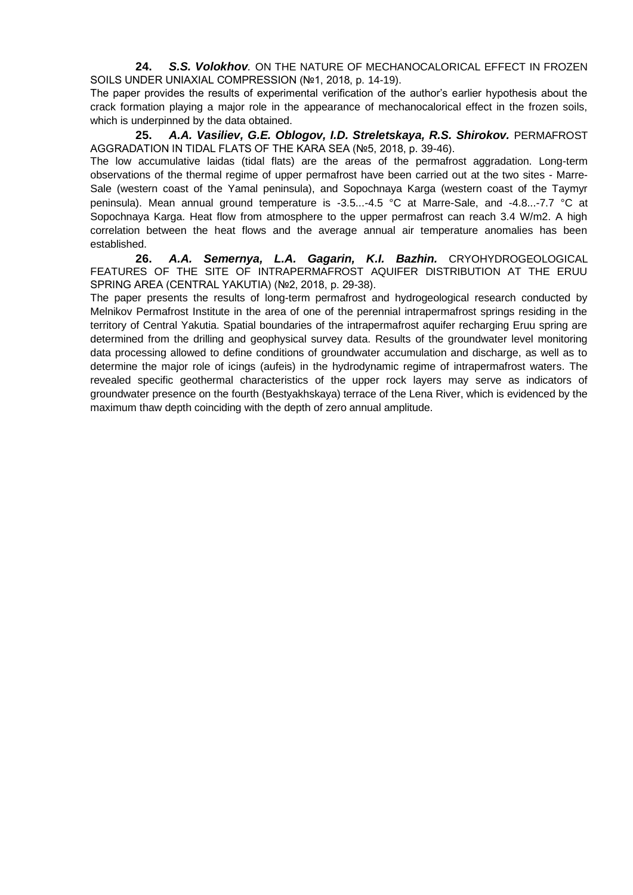**24.** ***S.S. Volokhov***. ON THE NATURE OF MECHANOCALORICAL EFFECT IN FROZEN SOILS UNDER UNIAXIAL COMPRESSION (№1, 2018, p. 14-19).

The paper provides the results of experimental verification of the author's earlier hypothesis about the crack formation playing a major role in the appearance of mechanocalorical effect in the frozen soils, which is underpinned by the data obtained.

**25.** ***A.A. Vasiliev, G.E. Oblogov, I.D. Streletskaya, R.S. Shirokov.*** PERMAFROST AGGRADATION IN TIDAL FLATS OF THE KARA SEA (№5, 2018, p. 39-46).

The low accumulative laidas (tidal flats) are the areas of the permafrost aggradation. Long-term observations of the thermal regime of upper permafrost have been carried out at the two sites - Marre-Sale (western coast of the Yamal peninsula), and Sopochnaya Karga (western coast of the Taymyr peninsula). Mean annual ground temperature is -3.5...-4.5 °C at Marre-Sale, and -4.8...-7.7 °C at Sopochnaya Karga. Heat flow from atmosphere to the upper permafrost can reach 3.4 W/m2. A high correlation between the heat flows and the average annual air temperature anomalies has been established.

**26.** ***A.A. Semernya, L.A. Gagarin, K.I. Bazhin.*** CRYOHYDROGEOLOGICAL FEATURES OF THE SITE OF INTRAPERMAFROST AQUIFER DISTRIBUTION AT THE ERUU SPRING AREA (CENTRAL YAKUTIA) (№2, 2018, p. 29-38).

The paper presents the results of long-term permafrost and hydrogeological research conducted by Melnikov Permafrost Institute in the area of one of the perennial intrapermafrost springs residing in the territory of Central Yakutia. Spatial boundaries of the intrapermafrost aquifer recharging Eruu spring are determined from the drilling and geophysical survey data. Results of the groundwater level monitoring data processing allowed to define conditions of groundwater accumulation and discharge, as well as to determine the major role of icings (aufeis) in the hydrodynamic regime of intrapermafrost waters. The revealed specific geothermal characteristics of the upper rock layers may serve as indicators of groundwater presence on the fourth (Bestyakhskaya) terrace of the Lena River, which is evidenced by the maximum thaw depth coinciding with the depth of zero annual amplitude.